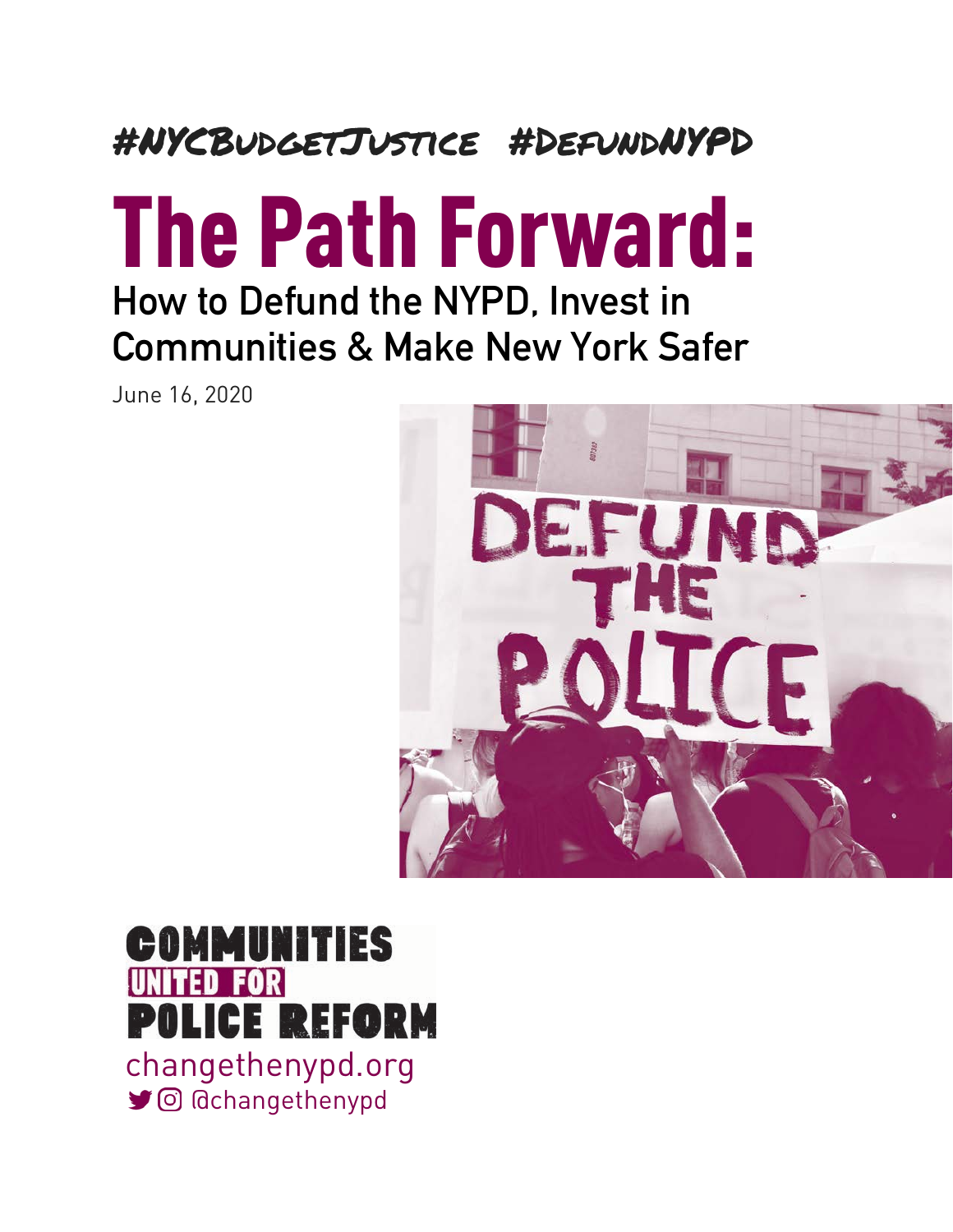#NYCBudgetJustice #DefundNYPD

# The Path Forward:

## How to Defund the NYPD, Invest in Communities & Make New York Safer

June 16, 2020

COMMUNITIES UNITED FOR POLICE REFORM

changethenypd.org

@changethenypd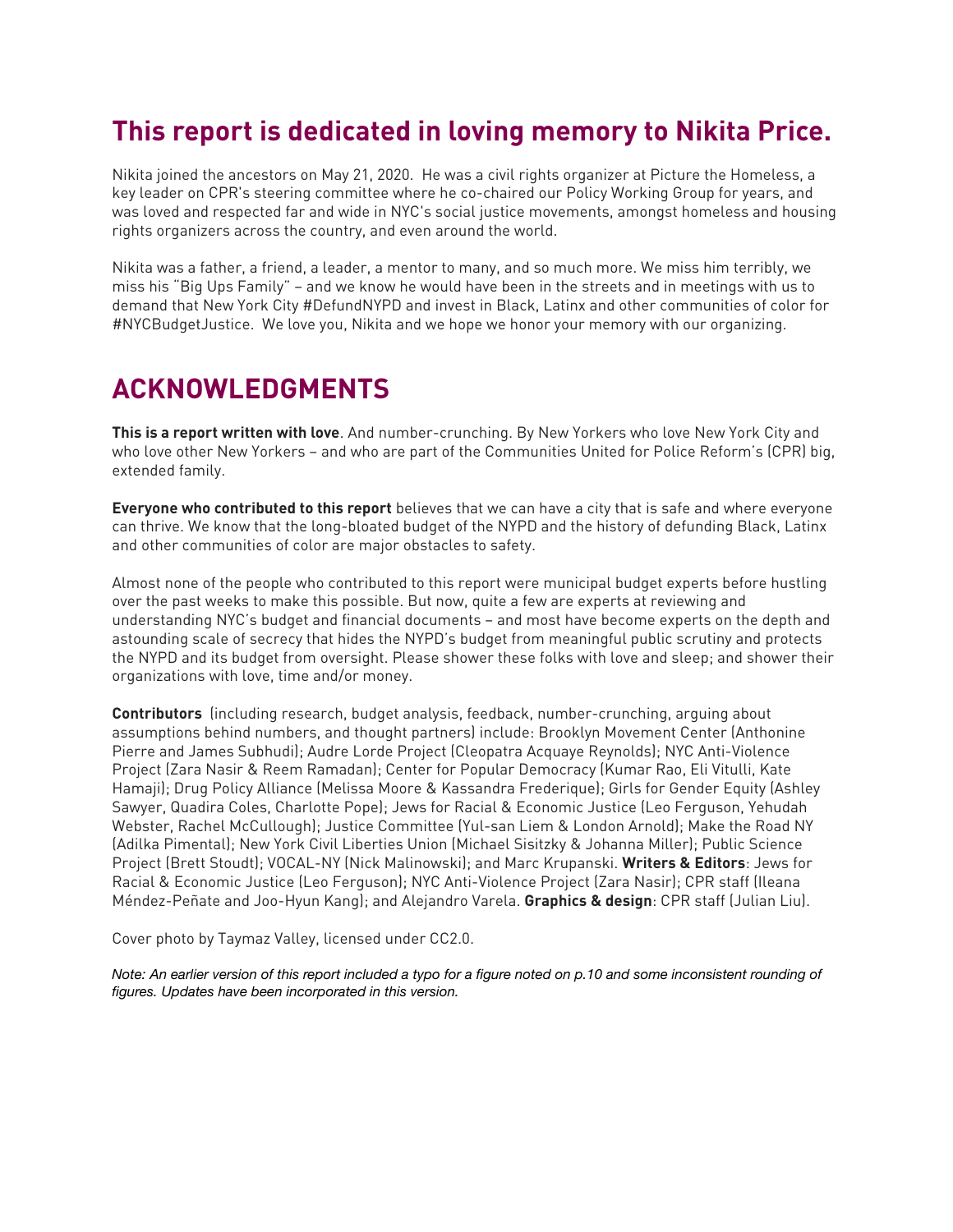## This report is dedicated in loving memory to Nikita Price.

Nikita joined the ancestors on May 21, 2020. He was a civil rights organizer at Picture the Homeless, a key leader on CPR's steering committee where he co-chaired our Policy Working Group for years, and was loved and respected far and wide in NYC's social justice movements, amongst homeless and housing rights organizers across the country, and even around the world.

Nikita was a father, a friend, a leader, a mentor to many, and so much more. We miss him terribly, we miss his "Big Ups Family" – and we know he would have been in the streets and in meetings with us to demand that New York City #DefundNYPD and invest in Black, Latinx and other communities of color for #NYCBudgetJustice. We love you, Nikita and we hope we honor your memory with our organizing.

## ACKNOWLEDGMENTS

**This is a report written with love**. And number-crunching. By New Yorkers who love New York City and who love other New Yorkers – and who are part of the Communities United for Police Reform's (CPR) big, extended family.

**Everyone who contributed to this report** believes that we can have a city that is safe and where everyone can thrive. We know that the long-bloated budget of the NYPD and the history of defunding Black, Latinx and other communities of color are major obstacles to safety.

Almost none of the people who contributed to this report were municipal budget experts before hustling over the past weeks to make this possible. But now, quite a few are experts at reviewing and understanding NYC's budget and financial documents – and most have become experts on the depth and astounding scale of secrecy that hides the NYPD's budget from meaningful public scrutiny and protects the NYPD and its budget from oversight. Please shower these folks with love and sleep; and shower their organizations with love, time and/or money.

**Contributors** (including research, budget analysis, feedback, number-crunching, arguing about assumptions behind numbers, and thought partners) include: Brooklyn Movement Center (Anthonine Pierre and James Subhudi); Audre Lorde Project (Cleopatra Acquaye Reynolds); NYC Anti-Violence Project (Zara Nasir & Reem Ramadan); Center for Popular Democracy (Kumar Rao, Eli Vitulli, Kate Hamaji); Drug Policy Alliance (Melissa Moore & Kassandra Frederique); Girls for Gender Equity (Ashley Sawyer, Quadira Coles, Charlotte Pope); Jews for Racial & Economic Justice (Leo Ferguson, Yehudah Webster, Rachel McCullough); Justice Committee (Yul-san Liem & London Arnold); Make the Road NY (Adilka Pimental); New York Civil Liberties Union (Michael Sisitzky & Johanna Miller); Public Science Project (Brett Stoudt); VOCAL-NY (Nick Malinowski); and Marc Krupanski. **Writers & Editors**: Jews for Racial & Economic Justice (Leo Ferguson); NYC Anti-Violence Project (Zara Nasir); CPR staff (Ileana Méndez-Peñate and Joo-Hyun Kang); and Alejandro Varela. **Graphics & design**: CPR staff (Julian Liu).

Cover photo by Taymaz Valley, licensed under CC2.0.

*Note: An earlier version of this report included a typo for a figure noted on p.10 and some inconsistent rounding of figures. Updates have been incorporated in this version.*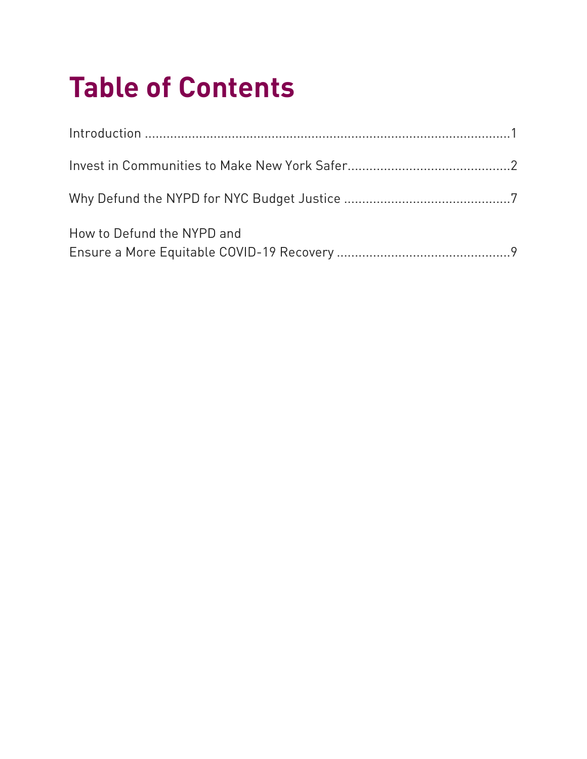# Table of Contents

Introduction ....................................................................................................1

Invest in Communities to Make New York Safer............................................2

Why Defund the NYPD for NYC Budget Justice ..............................................7

How to Defund the NYPD and
Ensure a More Equitable COVID-19 Recovery ................................................9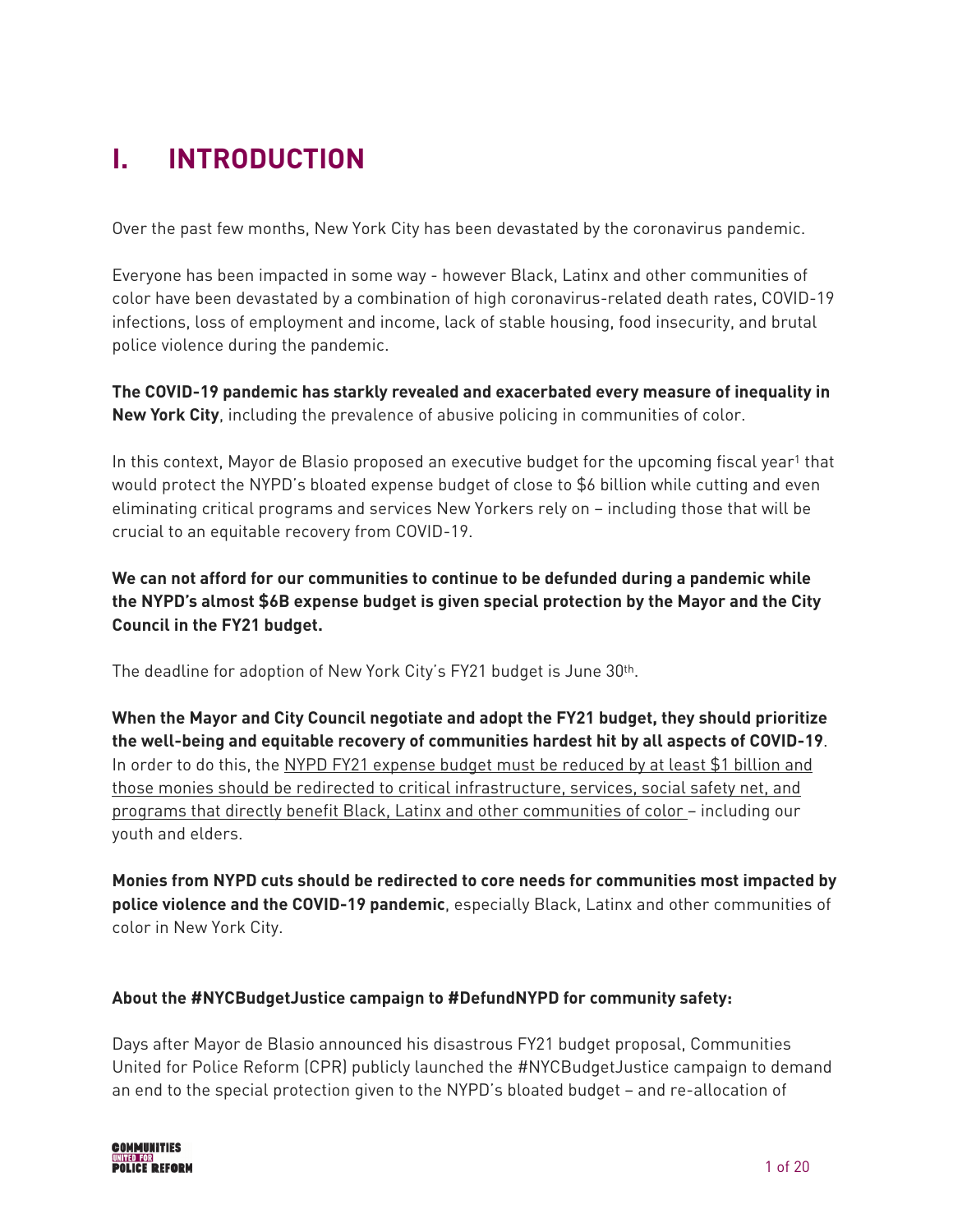# I. INTRODUCTION

Over the past few months, New York City has been devastated by the coronavirus pandemic.

Everyone has been impacted in some way - however Black, Latinx and other communities of color have been devastated by a combination of high coronavirus-related death rates, COVID-19 infections, loss of employment and income, lack of stable housing, food insecurity, and brutal police violence during the pandemic.

**The COVID-19 pandemic has starkly revealed and exacerbated every measure of inequality in New York City**, including the prevalence of abusive policing in communities of color.

In this context, Mayor de Blasio proposed an executive budget for the upcoming fiscal year[1] that would protect the NYPD's bloated expense budget of close to $6 billion while cutting and even eliminating critical programs and services New Yorkers rely on – including those that will be crucial to an equitable recovery from COVID-19.

**We can not afford for our communities to continue to be defunded during a pandemic while the NYPD's almost $6B expense budget is given special protection by the Mayor and the City Council in the FY21 budget.**

The deadline for adoption of New York City's FY21 budget is June 30th.

**When the Mayor and City Council negotiate and adopt the FY21 budget, they should prioritize the well-being and equitable recovery of communities hardest hit by all aspects of COVID-19**. In order to do this, the NYPD FY21 expense budget must be reduced by at least $1 billion and those monies should be redirected to critical infrastructure, services, social safety net, and programs that directly benefit Black, Latinx and other communities of color – including our youth and elders.

**Monies from NYPD cuts should be redirected to core needs for communities most impacted by police violence and the COVID-19 pandemic**, especially Black, Latinx and other communities of color in New York City.

**About the #NYCBudgetJustice campaign to #DefundNYPD for community safety:**

Days after Mayor de Blasio announced his disastrous FY21 budget proposal, Communities United for Police Reform (CPR) publicly launched the #NYCBudgetJustice campaign to demand an end to the special protection given to the NYPD's bloated budget – and re-allocation of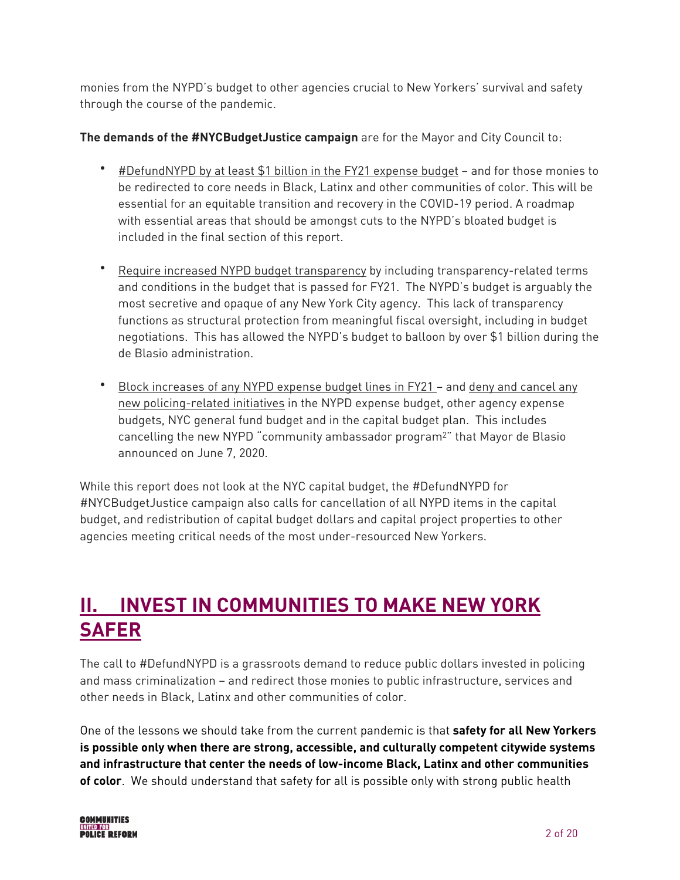monies from the NYPD's budget to other agencies crucial to New Yorkers' survival and safety through the course of the pandemic.

**The demands of the #NYCBudgetJustice campaign** are for the Mayor and City Council to:

- #DefundNYPD by at least $1 billion in the FY21 expense budget – and for those monies to be redirected to core needs in Black, Latinx and other communities of color. This will be essential for an equitable transition and recovery in the COVID-19 period. A roadmap with essential areas that should be amongst cuts to the NYPD's bloated budget is included in the final section of this report.

- Require increased NYPD budget transparency by including transparency-related terms and conditions in the budget that is passed for FY21. The NYPD's budget is arguably the most secretive and opaque of any New York City agency. This lack of transparency functions as structural protection from meaningful fiscal oversight, including in budget negotiations. This has allowed the NYPD's budget to balloon by over $1 billion during the de Blasio administration.

- Block increases of any NYPD expense budget lines in FY21 – and deny and cancel any new policing-related initiatives in the NYPD expense budget, other agency expense budgets, NYC general fund budget and in the capital budget plan. This includes cancelling the new NYPD "community ambassador program[2]" that Mayor de Blasio announced on June 7, 2020.

While this report does not look at the NYC capital budget, the #DefundNYPD for #NYCBudgetJustice campaign also calls for cancellation of all NYPD items in the capital budget, and redistribution of capital budget dollars and capital project properties to other agencies meeting critical needs of the most under-resourced New Yorkers.

## II. INVEST IN COMMUNITIES TO MAKE NEW YORK SAFER

The call to #DefundNYPD is a grassroots demand to reduce public dollars invested in policing and mass criminalization – and redirect those monies to public infrastructure, services and other needs in Black, Latinx and other communities of color.

One of the lessons we should take from the current pandemic is that **safety for all New Yorkers is possible only when there are strong, accessible, and culturally competent citywide systems and infrastructure that center the needs of low-income Black, Latinx and other communities of color**. We should understand that safety for all is possible only with strong public health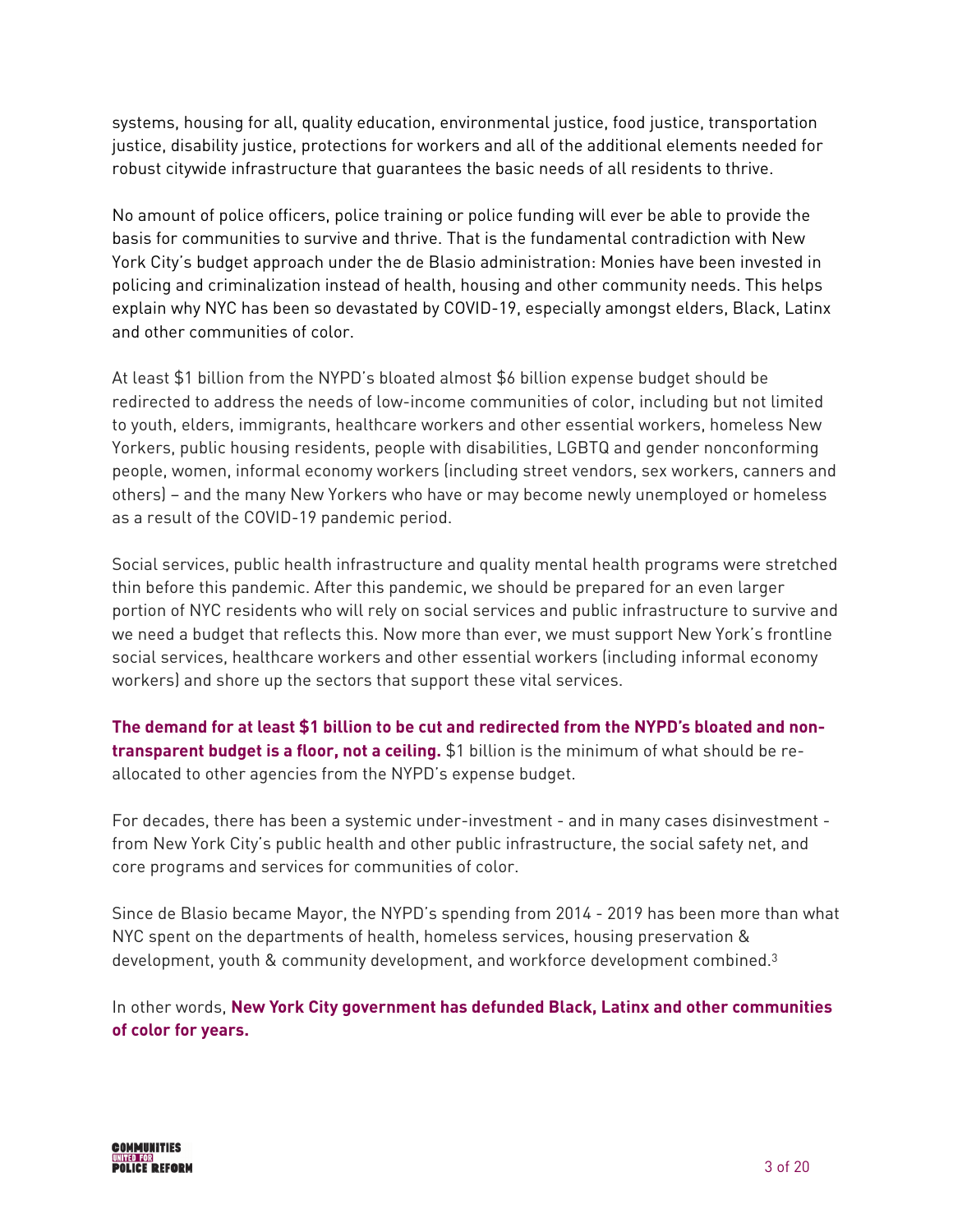systems, housing for all, quality education, environmental justice, food justice, transportation justice, disability justice, protections for workers and all of the additional elements needed for robust citywide infrastructure that guarantees the basic needs of all residents to thrive.

No amount of police officers, police training or police funding will ever be able to provide the basis for communities to survive and thrive. That is the fundamental contradiction with New York City's budget approach under the de Blasio administration: Monies have been invested in policing and criminalization instead of health, housing and other community needs. This helps explain why NYC has been so devastated by COVID-19, especially amongst elders, Black, Latinx and other communities of color.

At least $1 billion from the NYPD's bloated almost $6 billion expense budget should be redirected to address the needs of low-income communities of color, including but not limited to youth, elders, immigrants, healthcare workers and other essential workers, homeless New Yorkers, public housing residents, people with disabilities, LGBTQ and gender nonconforming people, women, informal economy workers (including street vendors, sex workers, canners and others) – and the many New Yorkers who have or may become newly unemployed or homeless as a result of the COVID-19 pandemic period.

Social services, public health infrastructure and quality mental health programs were stretched thin before this pandemic. After this pandemic, we should be prepared for an even larger portion of NYC residents who will rely on social services and public infrastructure to survive and we need a budget that reflects this. Now more than ever, we must support New York's frontline social services, healthcare workers and other essential workers (including informal economy workers) and shore up the sectors that support these vital services.

**The demand for at least $1 billion to be cut and redirected from the NYPD's bloated and non-transparent budget is a floor, not a ceiling.** $1 billion is the minimum of what should be re-allocated to other agencies from the NYPD's expense budget.

For decades, there has been a systemic under-investment - and in many cases disinvestment - from New York City's public health and other public infrastructure, the social safety net, and core programs and services for communities of color.

Since de Blasio became Mayor, the NYPD's spending from 2014 - 2019 has been more than what NYC spent on the departments of health, homeless services, housing preservation & development, youth & community development, and workforce development combined.[3]

In other words, **New York City government has defunded Black, Latinx and other communities of color for years.**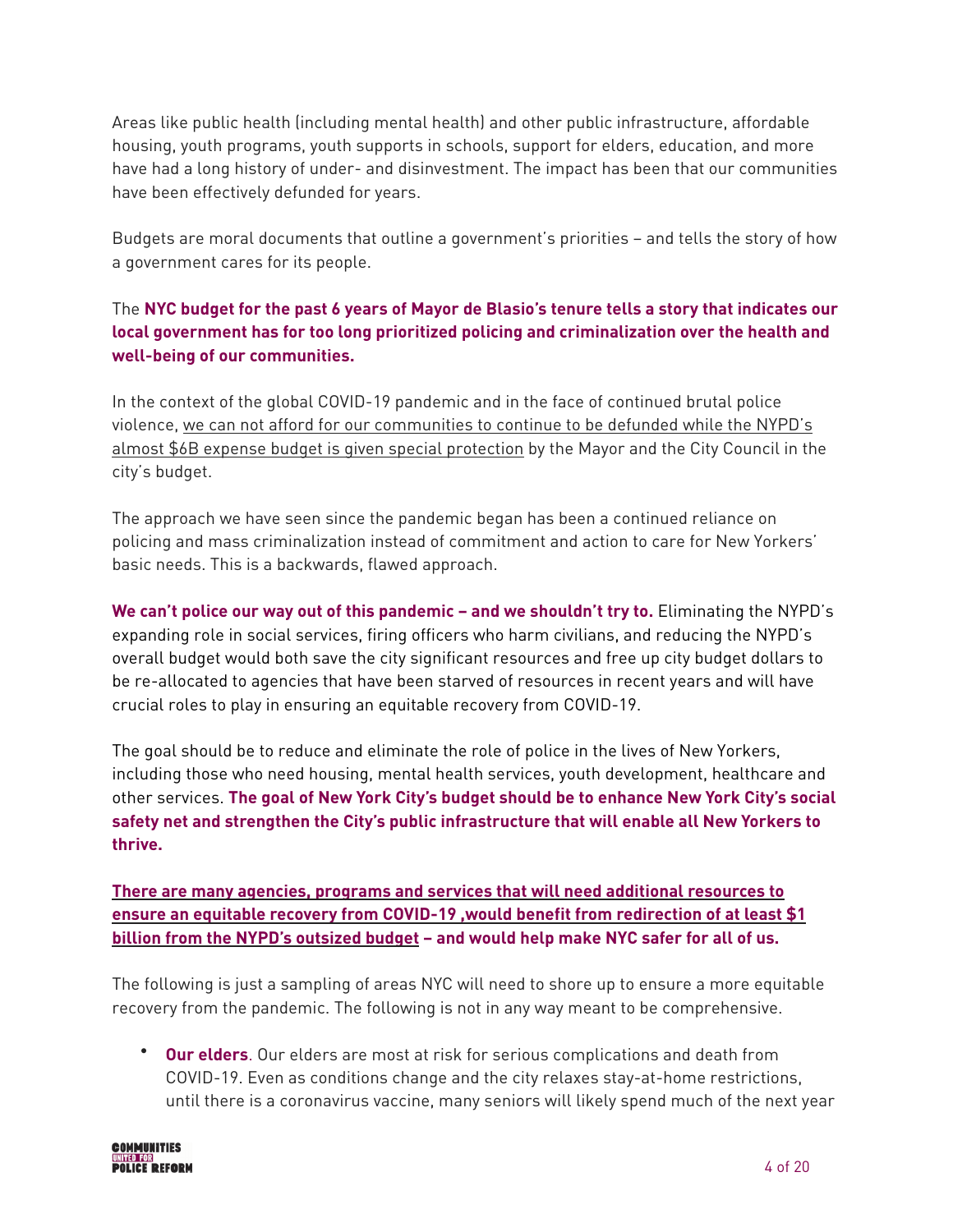Areas like public health (including mental health) and other public infrastructure, affordable housing, youth programs, youth supports in schools, support for elders, education, and more have had a long history of under- and disinvestment. The impact has been that our communities have been effectively defunded for years.

Budgets are moral documents that outline a government's priorities – and tells the story of how a government cares for its people.

The **NYC budget for the past 6 years of Mayor de Blasio's tenure tells a story that indicates our local government has for too long prioritized policing and criminalization over the health and well-being of our communities.**

In the context of the global COVID-19 pandemic and in the face of continued brutal police violence, <u>we can not afford for our communities to continue to be defunded while the NYPD's almost $6B expense budget is given special protection</u> by the Mayor and the City Council in the city's budget.

The approach we have seen since the pandemic began has been a continued reliance on policing and mass criminalization instead of commitment and action to care for New Yorkers' basic needs. This is a backwards, flawed approach.

**We can't police our way out of this pandemic – and we shouldn't try to.** Eliminating the NYPD's expanding role in social services, firing officers who harm civilians, and reducing the NYPD's overall budget would both save the city significant resources and free up city budget dollars to be re-allocated to agencies that have been starved of resources in recent years and will have crucial roles to play in ensuring an equitable recovery from COVID-19.

The goal should be to reduce and eliminate the role of police in the lives of New Yorkers, including those who need housing, mental health services, youth development, healthcare and other services. **The goal of New York City's budget should be to enhance New York City's social safety net and strengthen the City's public infrastructure that will enable all New Yorkers to thrive.**

**<u>There are many agencies, programs and services that will need additional resources to ensure an equitable recovery from COVID-19 ,would benefit from redirection of at least $1 billion from the NYPD's outsized budget</u> – and would help make NYC safer for all of us.**

The following is just a sampling of areas NYC will need to shore up to ensure a more equitable recovery from the pandemic. The following is not in any way meant to be comprehensive.

- **Our elders**. Our elders are most at risk for serious complications and death from COVID-19. Even as conditions change and the city relaxes stay-at-home restrictions, until there is a coronavirus vaccine, many seniors will likely spend much of the next year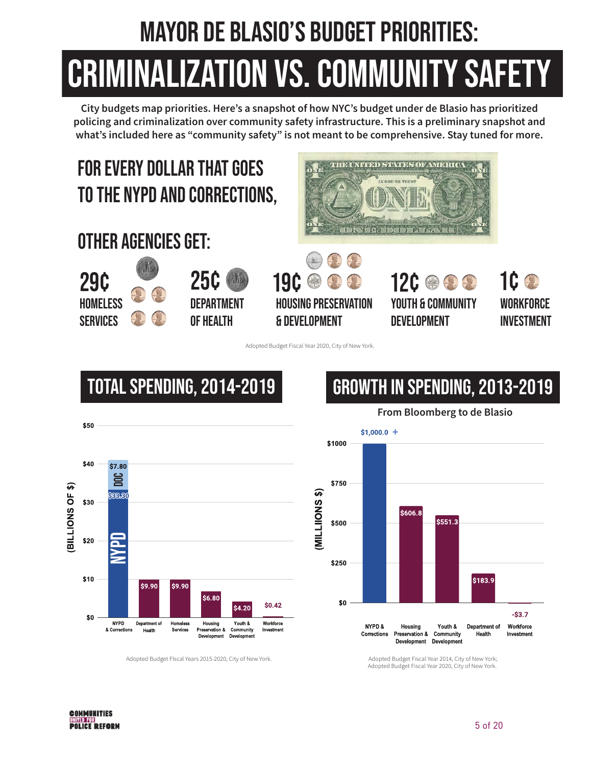# MAYOR DE BLASIO'S BUDGET PRIORITIES:

# CRIMINALIZATION VS. COMMUNITY SAFETY

**City budgets map priorities. Here's a snapshot of how NYC's budget under de Blasio has prioritized policing and criminalization over community safety infrastructure. This is a preliminary snapshot and what's included here as "community safety" is not meant to be comprehensive. Stay tuned for more.**

## FOR EVERY DOLLAR THAT GOES TO THE NYPD AND CORRECTIONS,

## OTHER AGENCIES GET:

- **29¢** HOMELESS SERVICES
- **25¢** DEPARTMENT OF HEALTH
- **19¢** HOUSING PRESERVATION & DEVELOPMENT
- **12¢** YOUTH & COMMUNITY DEVELOPMENT
- **1¢** WORKFORCE INVESTMENT

Adopted Budget Fiscal Year 2020, City of New York.

## TOTAL SPENDING, 2014-2019

(BILLIONS OF $)

| Agency | Spending |
| --- | --- |
| NYPD & Corrections | NYPD $33.30 + DOC $7.80 |
| Department of Health | $9.90 |
| Homeless Services | $9.90 |
| Housing Preservation & Development | $6.80 |
| Youth & Community Development | $4.20 |
| Workforce Investment | $0.42 |

Adopted Budget FIscal Years 2015-2020, City of New York.

## GROWTH IN SPENDING, 2013-2019

**From Bloomberg to de Blasio**

(MILLIONS $)

| Agency | Growth |
| --- | --- |
| NYPD & Corrections | $1,000.0 + |
| Housing Preservation & Development | $606.8 |
| Youth & Community Development | $551.3 |
| Department of Health | $183.9 |
| Workforce Investment | -$3.7 |

Adopted Budget Fiscal Year 2014, City of New York; Adopted Budget Fiscal Year 2020, City of New York.

COMMUNITIES UNITED FOR POLICE REFORM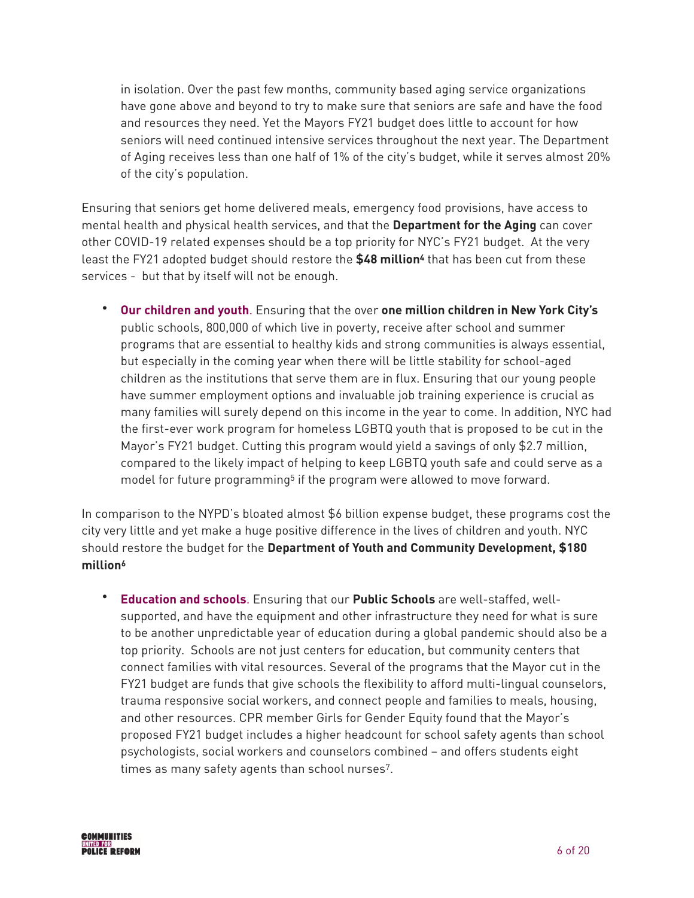in isolation. Over the past few months, community based aging service organizations have gone above and beyond to try to make sure that seniors are safe and have the food and resources they need. Yet the Mayors FY21 budget does little to account for how seniors will need continued intensive services throughout the next year. The Department of Aging receives less than one half of 1% of the city's budget, while it serves almost 20% of the city's population.

Ensuring that seniors get home delivered meals, emergency food provisions, have access to mental health and physical health services, and that the **Department for the Aging** can cover other COVID-19 related expenses should be a top priority for NYC's FY21 budget. At the very least the FY21 adopted budget should restore the **$48 million**[4] that has been cut from these services - but that by itself will not be enough.

- **Our children and youth**. Ensuring that the over **one million children in New York City's** public schools, 800,000 of which live in poverty, receive after school and summer programs that are essential to healthy kids and strong communities is always essential, but especially in the coming year when there will be little stability for school-aged children as the institutions that serve them are in flux. Ensuring that our young people have summer employment options and invaluable job training experience is crucial as many families will surely depend on this income in the year to come. In addition, NYC had the first-ever work program for homeless LGBTQ youth that is proposed to be cut in the Mayor's FY21 budget. Cutting this program would yield a savings of only $2.7 million, compared to the likely impact of helping to keep LGBTQ youth safe and could serve as a model for future programming[5] if the program were allowed to move forward.

In comparison to the NYPD's bloated almost $6 billion expense budget, these programs cost the city very little and yet make a huge positive difference in the lives of children and youth. NYC should restore the budget for the **Department of Youth and Community Development, $180 million**[6]

- **Education and schools**. Ensuring that our **Public Schools** are well-staffed, well-supported, and have the equipment and other infrastructure they need for what is sure to be another unpredictable year of education during a global pandemic should also be a top priority. Schools are not just centers for education, but community centers that connect families with vital resources. Several of the programs that the Mayor cut in the FY21 budget are funds that give schools the flexibility to afford multi-lingual counselors, trauma responsive social workers, and connect people and families to meals, housing, and other resources. CPR member Girls for Gender Equity found that the Mayor's proposed FY21 budget includes a higher headcount for school safety agents than school psychologists, social workers and counselors combined – and offers students eight times as many safety agents than school nurses[7].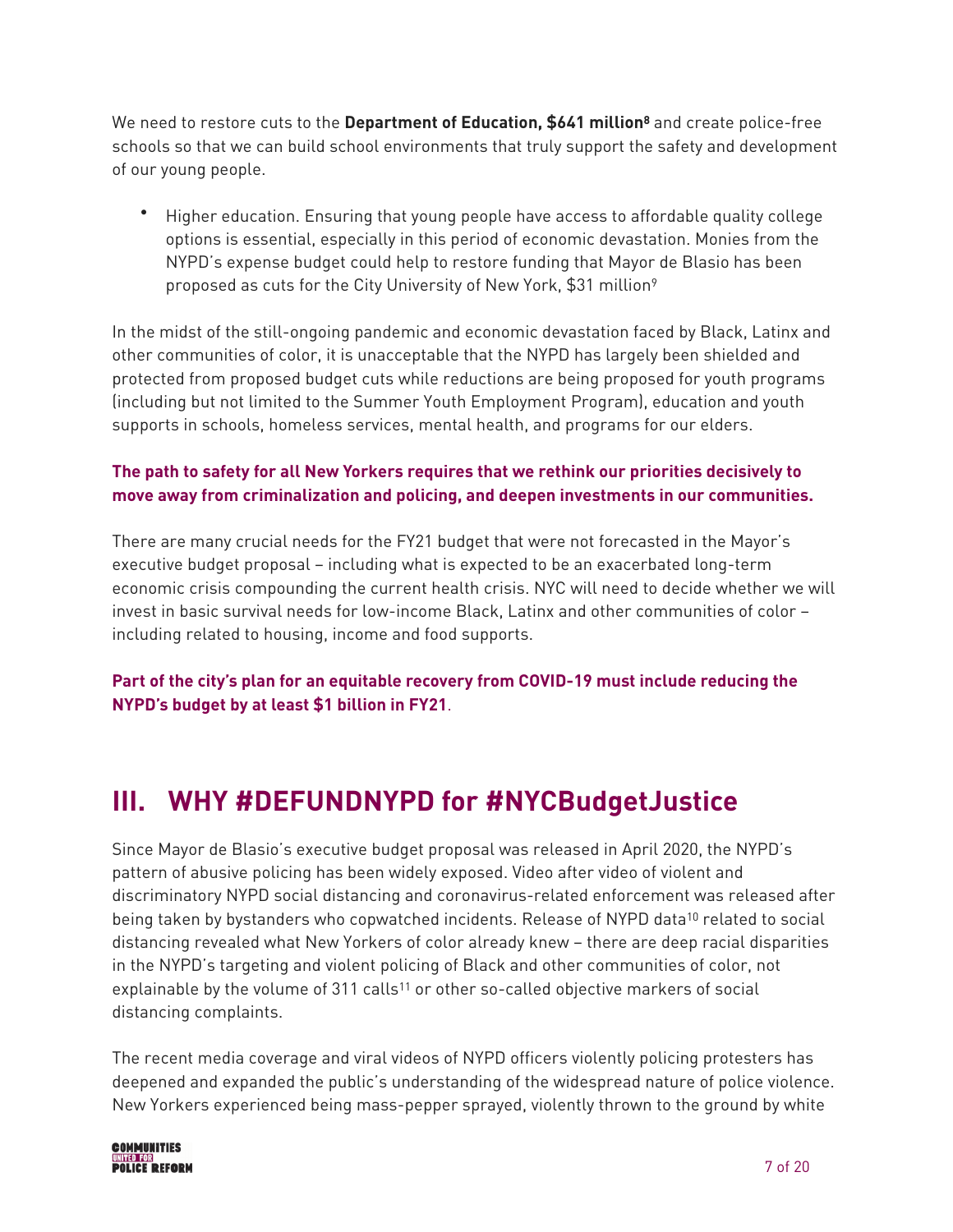We need to restore cuts to the **Department of Education, $641 million[8]** and create police-free schools so that we can build school environments that truly support the safety and development of our young people.

- Higher education. Ensuring that young people have access to affordable quality college options is essential, especially in this period of economic devastation. Monies from the NYPD's expense budget could help to restore funding that Mayor de Blasio has been proposed as cuts for the City University of New York, $31 million[9]

In the midst of the still-ongoing pandemic and economic devastation faced by Black, Latinx and other communities of color, it is unacceptable that the NYPD has largely been shielded and protected from proposed budget cuts while reductions are being proposed for youth programs (including but not limited to the Summer Youth Employment Program), education and youth supports in schools, homeless services, mental health, and programs for our elders.

**The path to safety for all New Yorkers requires that we rethink our priorities decisively to move away from criminalization and policing, and deepen investments in our communities.**

There are many crucial needs for the FY21 budget that were not forecasted in the Mayor's executive budget proposal – including what is expected to be an exacerbated long-term economic crisis compounding the current health crisis. NYC will need to decide whether we will invest in basic survival needs for low-income Black, Latinx and other communities of color – including related to housing, income and food supports.

**Part of the city's plan for an equitable recovery from COVID-19 must include reducing the NYPD's budget by at least $1 billion in FY21**.

## III. WHY #DEFUNDNYPD for #NYCBudgetJustice

Since Mayor de Blasio's executive budget proposal was released in April 2020, the NYPD's pattern of abusive policing has been widely exposed. Video after video of violent and discriminatory NYPD social distancing and coronavirus-related enforcement was released after being taken by bystanders who copwatched incidents. Release of NYPD data[10] related to social distancing revealed what New Yorkers of color already knew – there are deep racial disparities in the NYPD's targeting and violent policing of Black and other communities of color, not explainable by the volume of 311 calls[11] or other so-called objective markers of social distancing complaints.

The recent media coverage and viral videos of NYPD officers violently policing protesters has deepened and expanded the public's understanding of the widespread nature of police violence. New Yorkers experienced being mass-pepper sprayed, violently thrown to the ground by white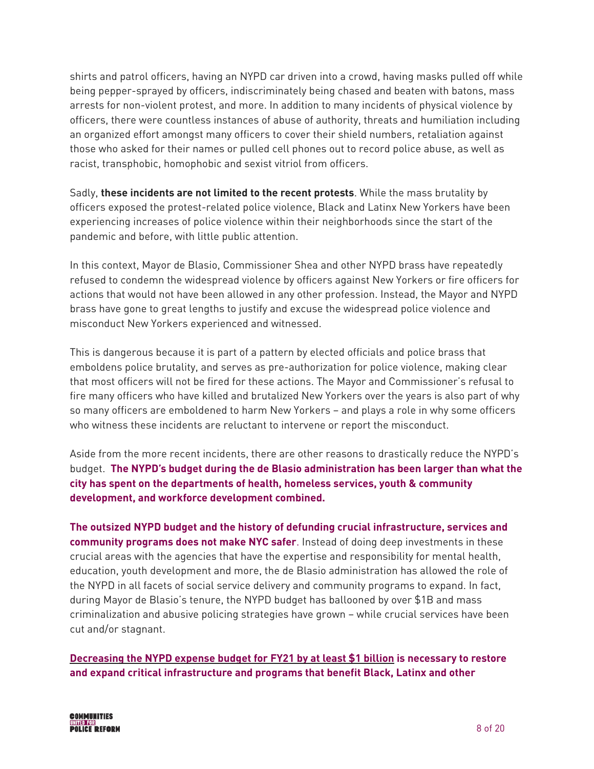shirts and patrol officers, having an NYPD car driven into a crowd, having masks pulled off while being pepper-sprayed by officers, indiscriminately being chased and beaten with batons, mass arrests for non-violent protest, and more. In addition to many incidents of physical violence by officers, there were countless instances of abuse of authority, threats and humiliation including an organized effort amongst many officers to cover their shield numbers, retaliation against those who asked for their names or pulled cell phones out to record police abuse, as well as racist, transphobic, homophobic and sexist vitriol from officers.

Sadly, **these incidents are not limited to the recent protests**. While the mass brutality by officers exposed the protest-related police violence, Black and Latinx New Yorkers have been experiencing increases of police violence within their neighborhoods since the start of the pandemic and before, with little public attention.

In this context, Mayor de Blasio, Commissioner Shea and other NYPD brass have repeatedly refused to condemn the widespread violence by officers against New Yorkers or fire officers for actions that would not have been allowed in any other profession. Instead, the Mayor and NYPD brass have gone to great lengths to justify and excuse the widespread police violence and misconduct New Yorkers experienced and witnessed.

This is dangerous because it is part of a pattern by elected officials and police brass that emboldens police brutality, and serves as pre-authorization for police violence, making clear that most officers will not be fired for these actions. The Mayor and Commissioner's refusal to fire many officers who have killed and brutalized New Yorkers over the years is also part of why so many officers are emboldened to harm New Yorkers – and plays a role in why some officers who witness these incidents are reluctant to intervene or report the misconduct.

Aside from the more recent incidents, there are other reasons to drastically reduce the NYPD's budget. **The NYPD's budget during the de Blasio administration has been larger than what the city has spent on the departments of health, homeless services, youth & community development, and workforce development combined.**

**The outsized NYPD budget and the history of defunding crucial infrastructure, services and community programs does not make NYC safer**. Instead of doing deep investments in these crucial areas with the agencies that have the expertise and responsibility for mental health, education, youth development and more, the de Blasio administration has allowed the role of the NYPD in all facets of social service delivery and community programs to expand. In fact, during Mayor de Blasio's tenure, the NYPD budget has ballooned by over $1B and mass criminalization and abusive policing strategies have grown – while crucial services have been cut and/or stagnant.

**Decreasing the NYPD expense budget for FY21 by at least $1 billion is necessary to restore and expand critical infrastructure and programs that benefit Black, Latinx and other**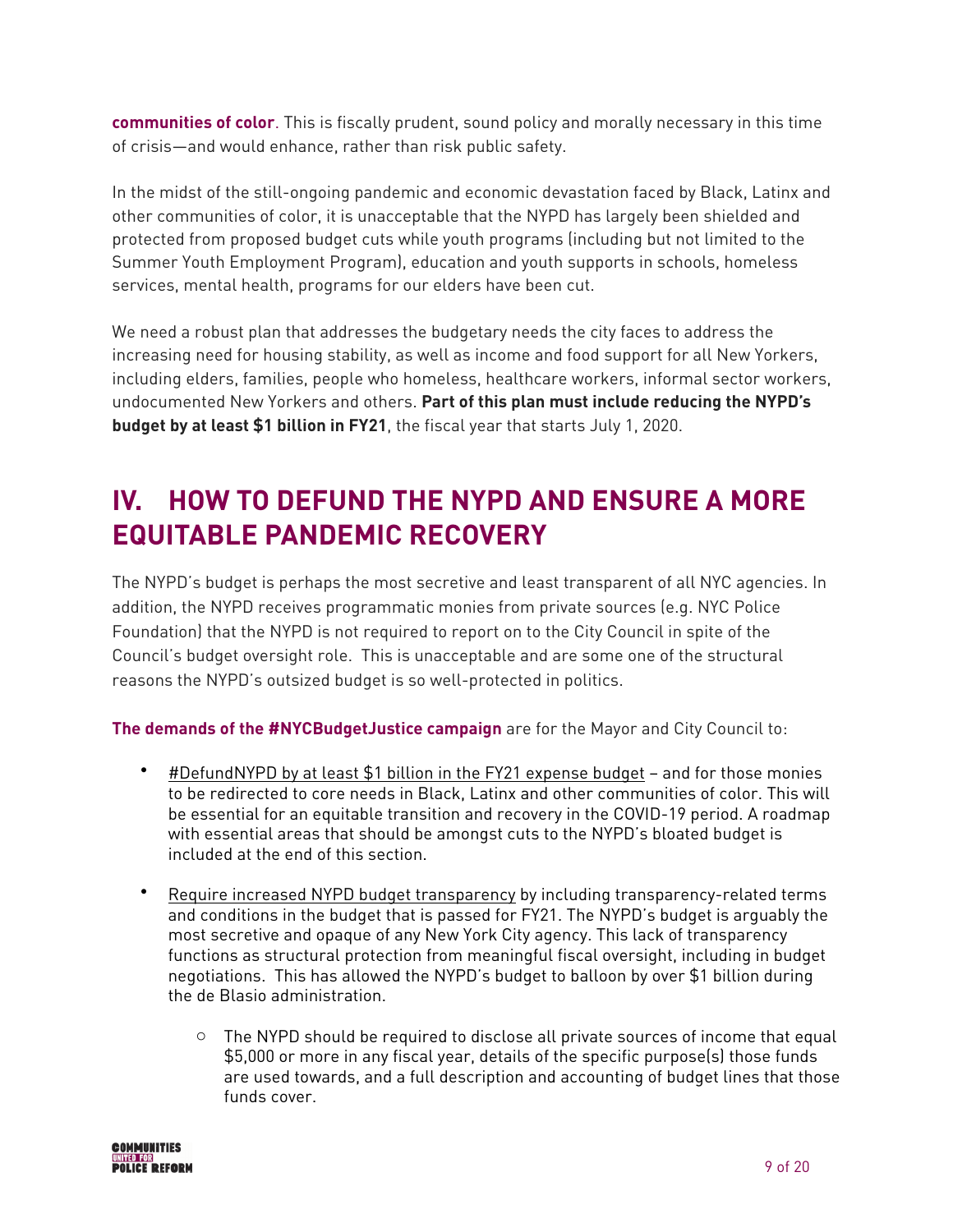**communities of color**. This is fiscally prudent, sound policy and morally necessary in this time of crisis—and would enhance, rather than risk public safety.

In the midst of the still-ongoing pandemic and economic devastation faced by Black, Latinx and other communities of color, it is unacceptable that the NYPD has largely been shielded and protected from proposed budget cuts while youth programs (including but not limited to the Summer Youth Employment Program), education and youth supports in schools, homeless services, mental health, programs for our elders have been cut.

We need a robust plan that addresses the budgetary needs the city faces to address the increasing need for housing stability, as well as income and food support for all New Yorkers, including elders, families, people who homeless, healthcare workers, informal sector workers, undocumented New Yorkers and others. **Part of this plan must include reducing the NYPD's budget by at least $1 billion in FY21**, the fiscal year that starts July 1, 2020.

## IV. HOW TO DEFUND THE NYPD AND ENSURE A MORE EQUITABLE PANDEMIC RECOVERY

The NYPD's budget is perhaps the most secretive and least transparent of all NYC agencies. In addition, the NYPD receives programmatic monies from private sources (e.g. NYC Police Foundation) that the NYPD is not required to report on to the City Council in spite of the Council's budget oversight role. This is unacceptable and are some one of the structural reasons the NYPD's outsized budget is so well-protected in politics.

**The demands of the #NYCBudgetJustice campaign** are for the Mayor and City Council to:

- #DefundNYPD by at least $1 billion in the FY21 expense budget – and for those monies to be redirected to core needs in Black, Latinx and other communities of color. This will be essential for an equitable transition and recovery in the COVID-19 period. A roadmap with essential areas that should be amongst cuts to the NYPD's bloated budget is included at the end of this section.

- Require increased NYPD budget transparency by including transparency-related terms and conditions in the budget that is passed for FY21. The NYPD's budget is arguably the most secretive and opaque of any New York City agency. This lack of transparency functions as structural protection from meaningful fiscal oversight, including in budget negotiations. This has allowed the NYPD's budget to balloon by over $1 billion during the de Blasio administration.

    - The NYPD should be required to disclose all private sources of income that equal $5,000 or more in any fiscal year, details of the specific purpose(s) those funds are used towards, and a full description and accounting of budget lines that those funds cover.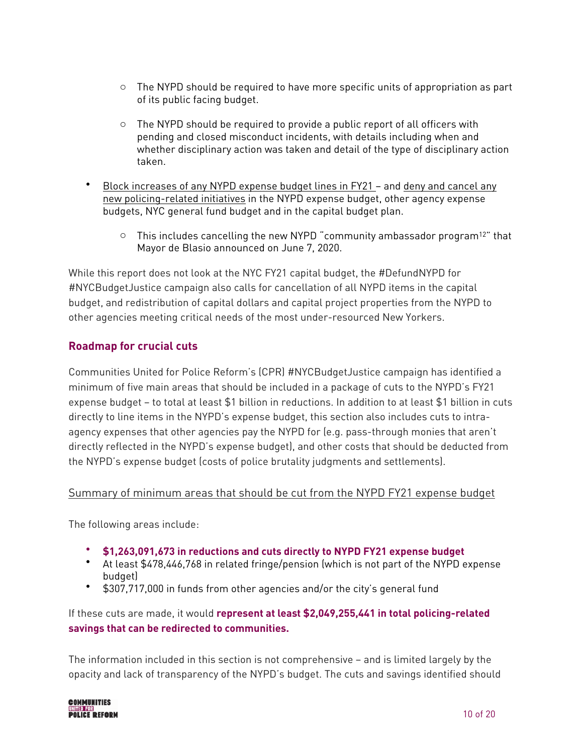- The NYPD should be required to have more specific units of appropriation as part of its public facing budget.

- The NYPD should be required to provide a public report of all officers with pending and closed misconduct incidents, with details including when and whether disciplinary action was taken and detail of the type of disciplinary action taken.

- <u>Block increases of any NYPD expense budget lines in FY21</u> – and <u>deny and cancel any new policing-related initiatives</u> in the NYPD expense budget, other agency expense budgets, NYC general fund budget and in the capital budget plan.

  - This includes cancelling the new NYPD "community ambassador program[12]" that Mayor de Blasio announced on June 7, 2020.

While this report does not look at the NYC FY21 capital budget, the #DefundNYPD for #NYCBudgetJustice campaign also calls for cancellation of all NYPD items in the capital budget, and redistribution of capital dollars and capital project properties from the NYPD to other agencies meeting critical needs of the most under-resourced New Yorkers.

## Roadmap for crucial cuts

Communities United for Police Reform's (CPR) #NYCBudgetJustice campaign has identified a minimum of five main areas that should be included in a package of cuts to the NYPD's FY21 expense budget – to total at least $1 billion in reductions. In addition to at least $1 billion in cuts directly to line items in the NYPD's expense budget, this section also includes cuts to intra-agency expenses that other agencies pay the NYPD for (e.g. pass-through monies that aren't directly reflected in the NYPD's expense budget), and other costs that should be deducted from the NYPD's expense budget (costs of police brutality judgments and settlements).

<u>Summary of minimum areas that should be cut from the NYPD FY21 expense budget</u>

The following areas include:

- **$1,263,091,673 in reductions and cuts directly to NYPD FY21 expense budget**
- At least $478,446,768 in related fringe/pension (which is not part of the NYPD expense budget)
- $307,717,000 in funds from other agencies and/or the city's general fund

If these cuts are made, it would **represent at least $2,049,255,441 in total policing-related savings that can be redirected to communities.**

The information included in this section is not comprehensive – and is limited largely by the opacity and lack of transparency of the NYPD's budget. The cuts and savings identified should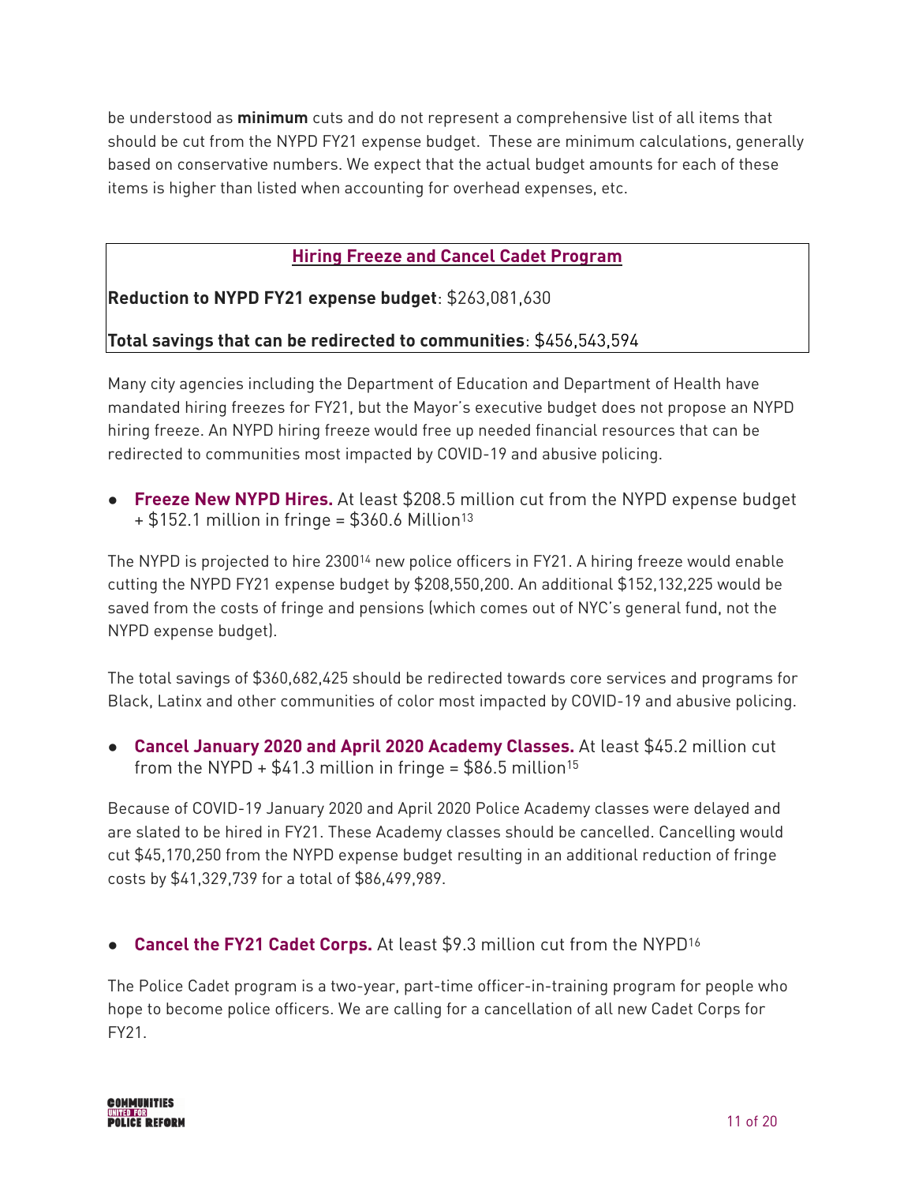be understood as **minimum** cuts and do not represent a comprehensive list of all items that should be cut from the NYPD FY21 expense budget. These are minimum calculations, generally based on conservative numbers. We expect that the actual budget amounts for each of these items is higher than listed when accounting for overhead expenses, etc.

### Hiring Freeze and Cancel Cadet Program

**Reduction to NYPD FY21 expense budget**: $263,081,630

**Total savings that can be redirected to communities**: $456,543,594

Many city agencies including the Department of Education and Department of Health have mandated hiring freezes for FY21, but the Mayor's executive budget does not propose an NYPD hiring freeze. An NYPD hiring freeze would free up needed financial resources that can be redirected to communities most impacted by COVID-19 and abusive policing.

- **Freeze New NYPD Hires.** At least $208.5 million cut from the NYPD expense budget + $152.1 million in fringe = $360.6 Million[13]

The NYPD is projected to hire 2300[14] new police officers in FY21. A hiring freeze would enable cutting the NYPD FY21 expense budget by $208,550,200. An additional $152,132,225 would be saved from the costs of fringe and pensions (which comes out of NYC's general fund, not the NYPD expense budget).

The total savings of $360,682,425 should be redirected towards core services and programs for Black, Latinx and other communities of color most impacted by COVID-19 and abusive policing.

- **Cancel January 2020 and April 2020 Academy Classes.** At least $45.2 million cut from the NYPD + $41.3 million in fringe = $86.5 million[15]

Because of COVID-19 January 2020 and April 2020 Police Academy classes were delayed and are slated to be hired in FY21. These Academy classes should be cancelled. Cancelling would cut $45,170,250 from the NYPD expense budget resulting in an additional reduction of fringe costs by $41,329,739 for a total of $86,499,989.

- **Cancel the FY21 Cadet Corps.** At least $9.3 million cut from the NYPD[16]

The Police Cadet program is a two-year, part-time officer-in-training program for people who hope to become police officers. We are calling for a cancellation of all new Cadet Corps for FY21.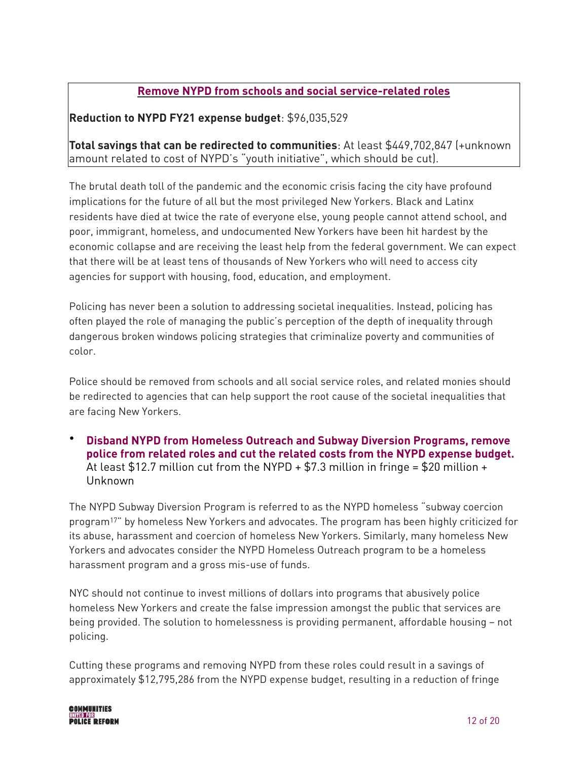**Remove NYPD from schools and social service-related roles**

**Reduction to NYPD FY21 expense budget**: $96,035,529

**Total savings that can be redirected to communities**: At least $449,702,847 (+unknown amount related to cost of NYPD's "youth initiative", which should be cut).

The brutal death toll of the pandemic and the economic crisis facing the city have profound implications for the future of all but the most privileged New Yorkers. Black and Latinx residents have died at twice the rate of everyone else, young people cannot attend school, and poor, immigrant, homeless, and undocumented New Yorkers have been hit hardest by the economic collapse and are receiving the least help from the federal government. We can expect that there will be at least tens of thousands of New Yorkers who will need to access city agencies for support with housing, food, education, and employment.

Policing has never been a solution to addressing societal inequalities. Instead, policing has often played the role of managing the public's perception of the depth of inequality through dangerous broken windows policing strategies that criminalize poverty and communities of color.

Police should be removed from schools and all social service roles, and related monies should be redirected to agencies that can help support the root cause of the societal inequalities that are facing New Yorkers.

- **Disband NYPD from Homeless Outreach and Subway Diversion Programs, remove police from related roles and cut the related costs from the NYPD expense budget.** At least $12.7 million cut from the NYPD + $7.3 million in fringe = $20 million + Unknown

The NYPD Subway Diversion Program is referred to as the NYPD homeless "subway coercion program[17]" by homeless New Yorkers and advocates. The program has been highly criticized for its abuse, harassment and coercion of homeless New Yorkers. Similarly, many homeless New Yorkers and advocates consider the NYPD Homeless Outreach program to be a homeless harassment program and a gross mis-use of funds.

NYC should not continue to invest millions of dollars into programs that abusively police homeless New Yorkers and create the false impression amongst the public that services are being provided. The solution to homelessness is providing permanent, affordable housing – not policing.

Cutting these programs and removing NYPD from these roles could result in a savings of approximately $12,795,286 from the NYPD expense budget, resulting in a reduction of fringe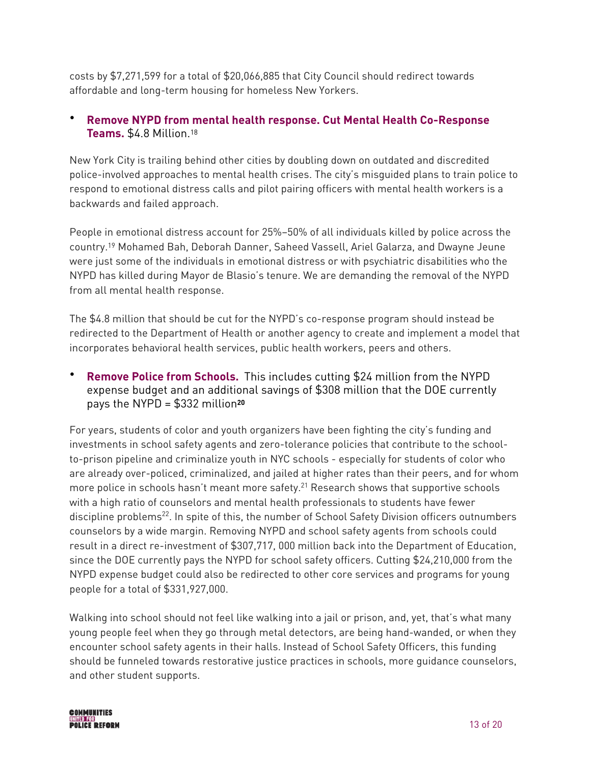costs by $7,271,599 for a total of $20,066,885 that City Council should redirect towards affordable and long-term housing for homeless New Yorkers.

- **Remove NYPD from mental health response. Cut Mental Health Co-Response Teams.** $4.8 Million.[18]

New York City is trailing behind other cities by doubling down on outdated and discredited police-involved approaches to mental health crises. The city's misguided plans to train police to respond to emotional distress calls and pilot pairing officers with mental health workers is a backwards and failed approach.

People in emotional distress account for 25%–50% of all individuals killed by police across the country.[19] Mohamed Bah, Deborah Danner, Saheed Vassell, Ariel Galarza, and Dwayne Jeune were just some of the individuals in emotional distress or with psychiatric disabilities who the NYPD has killed during Mayor de Blasio's tenure. We are demanding the removal of the NYPD from all mental health response.

The $4.8 million that should be cut for the NYPD's co-response program should instead be redirected to the Department of Health or another agency to create and implement a model that incorporates behavioral health services, public health workers, peers and others.

- **Remove Police from Schools.** This includes cutting $24 million from the NYPD expense budget and an additional savings of $308 million that the DOE currently pays the NYPD = $332 million[20]

For years, students of color and youth organizers have been fighting the city's funding and investments in school safety agents and zero-tolerance policies that contribute to the school-to-prison pipeline and criminalize youth in NYC schools - especially for students of color who are already over-policed, criminalized, and jailed at higher rates than their peers, and for whom more police in schools hasn't meant more safety.[21] Research shows that supportive schools with a high ratio of counselors and mental health professionals to students have fewer discipline problems[22]. In spite of this, the number of School Safety Division officers outnumbers counselors by a wide margin. Removing NYPD and school safety agents from schools could result in a direct re-investment of $307,717, 000 million back into the Department of Education, since the DOE currently pays the NYPD for school safety officers. Cutting $24,210,000 from the NYPD expense budget could also be redirected to other core services and programs for young people for a total of $331,927,000.

Walking into school should not feel like walking into a jail or prison, and, yet, that's what many young people feel when they go through metal detectors, are being hand-wanded, or when they encounter school safety agents in their halls. Instead of School Safety Officers, this funding should be funneled towards restorative justice practices in schools, more guidance counselors, and other student supports.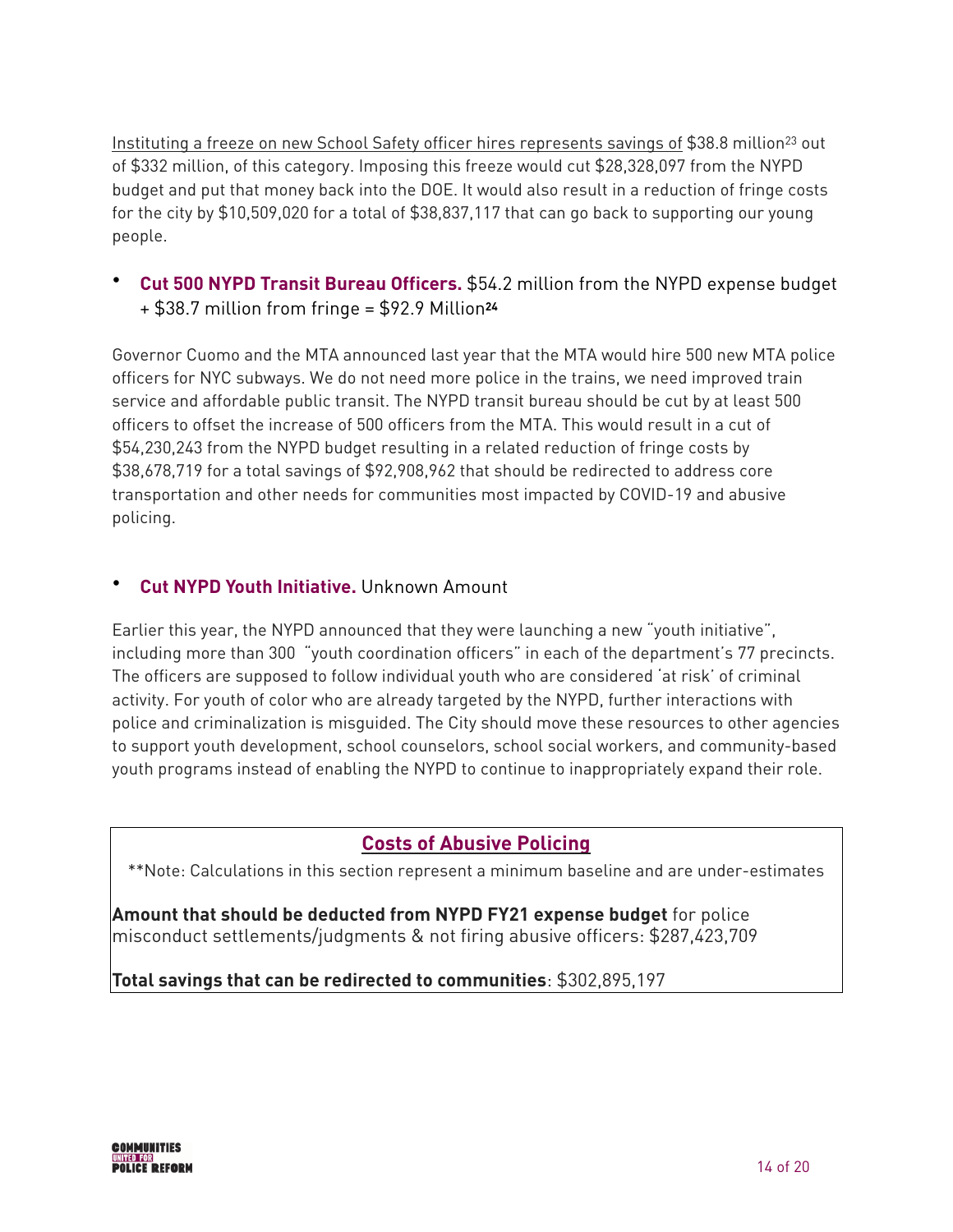Instituting a freeze on new School Safety officer hires represents savings of $38.8 million[23] out of $332 million, of this category. Imposing this freeze would cut $28,328,097 from the NYPD budget and put that money back into the DOE. It would also result in a reduction of fringe costs for the city by $10,509,020 for a total of $38,837,117 that can go back to supporting our young people.

- **Cut 500 NYPD Transit Bureau Officers.** $54.2 million from the NYPD expense budget + $38.7 million from fringe = $92.9 Million[24]

Governor Cuomo and the MTA announced last year that the MTA would hire 500 new MTA police officers for NYC subways. We do not need more police in the trains, we need improved train service and affordable public transit. The NYPD transit bureau should be cut by at least 500 officers to offset the increase of 500 officers from the MTA. This would result in a cut of $54,230,243 from the NYPD budget resulting in a related reduction of fringe costs by $38,678,719 for a total savings of $92,908,962 that should be redirected to address core transportation and other needs for communities most impacted by COVID-19 and abusive policing.

- **Cut NYPD Youth Initiative.** Unknown Amount

Earlier this year, the NYPD announced that they were launching a new "youth initiative", including more than 300 "youth coordination officers" in each of the department's 77 precincts. The officers are supposed to follow individual youth who are considered 'at risk' of criminal activity. For youth of color who are already targeted by the NYPD, further interactions with police and criminalization is misguided. The City should move these resources to other agencies to support youth development, school counselors, school social workers, and community-based youth programs instead of enabling the NYPD to continue to inappropriately expand their role.

## Costs of Abusive Policing

**Note: Calculations in this section represent a minimum baseline and are under-estimates

**Amount that should be deducted from NYPD FY21 expense budget** for police misconduct settlements/judgments & not firing abusive officers: $287,423,709

**Total savings that can be redirected to communities**: $302,895,197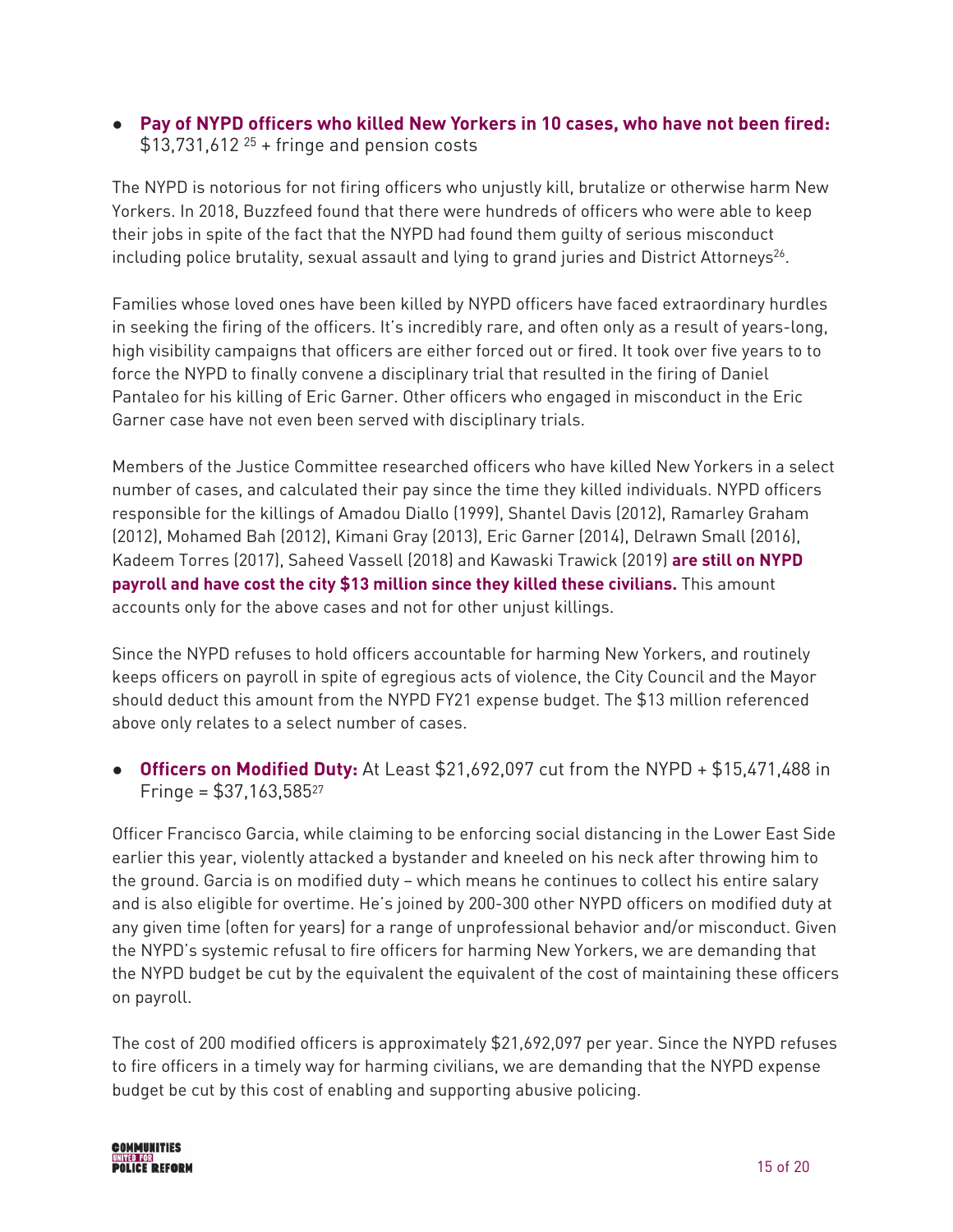- **Pay of NYPD officers who killed New Yorkers in 10 cases, who have not been fired:** $13,731,612 [25] + fringe and pension costs

The NYPD is notorious for not firing officers who unjustly kill, brutalize or otherwise harm New Yorkers. In 2018, Buzzfeed found that there were hundreds of officers who were able to keep their jobs in spite of the fact that the NYPD had found them guilty of serious misconduct including police brutality, sexual assault and lying to grand juries and District Attorneys[26].

Families whose loved ones have been killed by NYPD officers have faced extraordinary hurdles in seeking the firing of the officers. It's incredibly rare, and often only as a result of years-long, high visibility campaigns that officers are either forced out or fired. It took over five years to to force the NYPD to finally convene a disciplinary trial that resulted in the firing of Daniel Pantaleo for his killing of Eric Garner. Other officers who engaged in misconduct in the Eric Garner case have not even been served with disciplinary trials.

Members of the Justice Committee researched officers who have killed New Yorkers in a select number of cases, and calculated their pay since the time they killed individuals. NYPD officers responsible for the killings of Amadou Diallo (1999), Shantel Davis (2012), Ramarley Graham (2012), Mohamed Bah (2012), Kimani Gray (2013), Eric Garner (2014), Delrawn Small (2016), Kadeem Torres (2017), Saheed Vassell (2018) and Kawaski Trawick (2019) **are still on NYPD payroll and have cost the city $13 million since they killed these civilians.** This amount accounts only for the above cases and not for other unjust killings.

Since the NYPD refuses to hold officers accountable for harming New Yorkers, and routinely keeps officers on payroll in spite of egregious acts of violence, the City Council and the Mayor should deduct this amount from the NYPD FY21 expense budget. The $13 million referenced above only relates to a select number of cases.

- **Officers on Modified Duty:** At Least $21,692,097 cut from the NYPD + $15,471,488 in Fringe = $37,163,585[27]

Officer Francisco Garcia, while claiming to be enforcing social distancing in the Lower East Side earlier this year, violently attacked a bystander and kneeled on his neck after throwing him to the ground. Garcia is on modified duty – which means he continues to collect his entire salary and is also eligible for overtime. He's joined by 200-300 other NYPD officers on modified duty at any given time (often for years) for a range of unprofessional behavior and/or misconduct. Given the NYPD's systemic refusal to fire officers for harming New Yorkers, we are demanding that the NYPD budget be cut by the equivalent the equivalent of the cost of maintaining these officers on payroll.

The cost of 200 modified officers is approximately $21,692,097 per year. Since the NYPD refuses to fire officers in a timely way for harming civilians, we are demanding that the NYPD expense budget be cut by this cost of enabling and supporting abusive policing.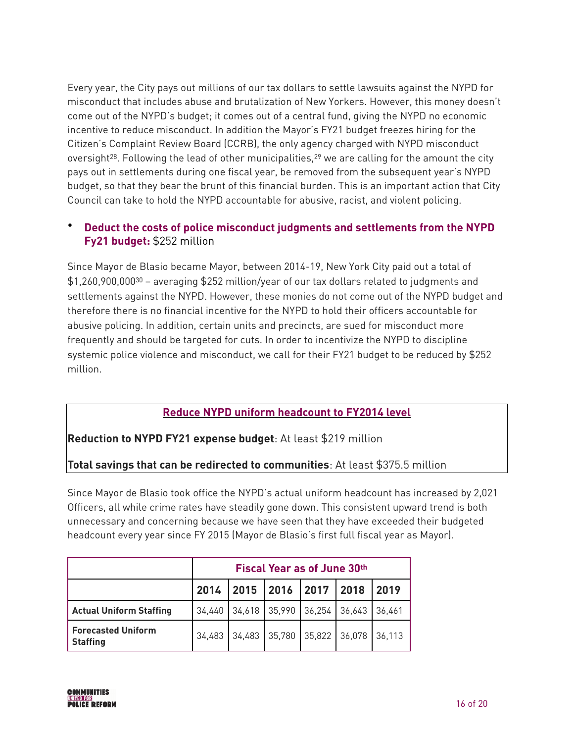Every year, the City pays out millions of our tax dollars to settle lawsuits against the NYPD for misconduct that includes abuse and brutalization of New Yorkers. However, this money doesn't come out of the NYPD's budget; it comes out of a central fund, giving the NYPD no economic incentive to reduce misconduct. In addition the Mayor's FY21 budget freezes hiring for the Citizen's Complaint Review Board (CCRB), the only agency charged with NYPD misconduct oversight[28]. Following the lead of other municipalities,[29] we are calling for the amount the city pays out in settlements during one fiscal year, be removed from the subsequent year's NYPD budget, so that they bear the brunt of this financial burden. This is an important action that City Council can take to hold the NYPD accountable for abusive, racist, and violent policing.

- **Deduct the costs of police misconduct judgments and settlements from the NYPD Fy21 budget:** $252 million

Since Mayor de Blasio became Mayor, between 2014-19, New York City paid out a total of $1,260,900,000[30] – averaging $252 million/year of our tax dollars related to judgments and settlements against the NYPD. However, these monies do not come out of the NYPD budget and therefore there is no financial incentive for the NYPD to hold their officers accountable for abusive policing. In addition, certain units and precincts, are sued for misconduct more frequently and should be targeted for cuts. In order to incentivize the NYPD to discipline systemic police violence and misconduct, we call for their FY21 budget to be reduced by $252 million.

## Reduce NYPD uniform headcount to FY2014 level

**Reduction to NYPD FY21 expense budget**: At least $219 million

**Total savings that can be redirected to communities**: At least $375.5 million

Since Mayor de Blasio took office the NYPD's actual uniform headcount has increased by 2,021 Officers, all while crime rates have steadily gone down. This consistent upward trend is both unnecessary and concerning because we have seen that they have exceeded their budgeted headcount every year since FY 2015 (Mayor de Blasio's first full fiscal year as Mayor).

| | Fiscal Year as of June 30th | | | | | |
|---|---|---|---|---|---|---|
| | **2014** | **2015** | **2016** | **2017** | **2018** | **2019** |
| **Actual Uniform Staffing** | 34,440 | 34,618 | 35,990 | 36,254 | 36,643 | 36,461 |
| **Forecasted Uniform Staffing** | 34,483 | 34,483 | 35,780 | 35,822 | 36,078 | 36,113 |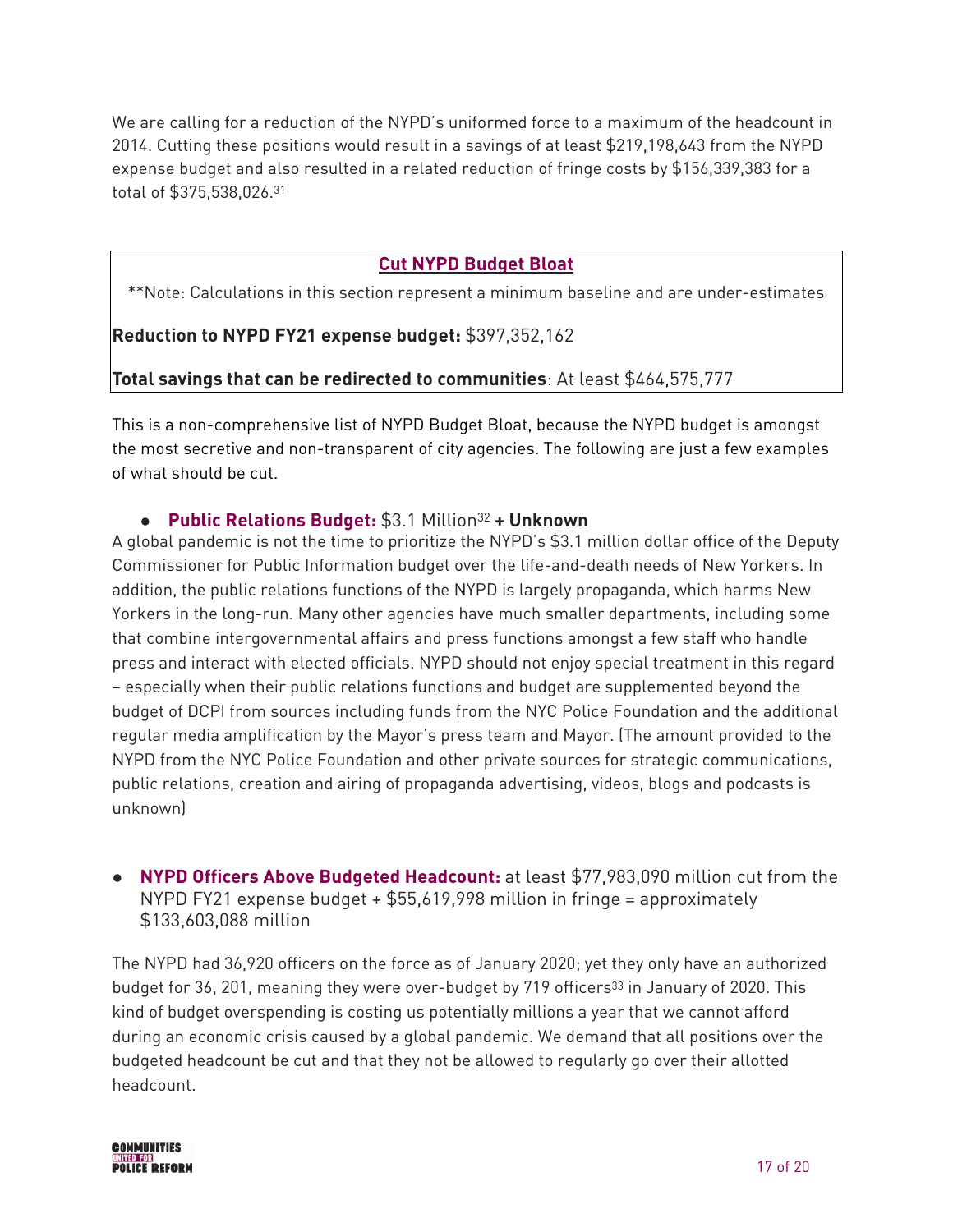We are calling for a reduction of the NYPD's uniformed force to a maximum of the headcount in 2014. Cutting these positions would result in a savings of at least $219,198,643 from the NYPD expense budget and also resulted in a related reduction of fringe costs by $156,339,383 for a total of $375,538,026.[31]

## Cut NYPD Budget Bloat

**Note: Calculations in this section represent a minimum baseline and are under-estimates

**Reduction to NYPD FY21 expense budget:** $397,352,162

**Total savings that can be redirected to communities**: At least $464,575,777

This is a non-comprehensive list of NYPD Budget Bloat, because the NYPD budget is amongst the most secretive and non-transparent of city agencies. The following are just a few examples of what should be cut.

- **Public Relations Budget:** $3.1 Million[32] **+ Unknown**

A global pandemic is not the time to prioritize the NYPD's $3.1 million dollar office of the Deputy Commissioner for Public Information budget over the life-and-death needs of New Yorkers. In addition, the public relations functions of the NYPD is largely propaganda, which harms New Yorkers in the long-run. Many other agencies have much smaller departments, including some that combine intergovernmental affairs and press functions amongst a few staff who handle press and interact with elected officials. NYPD should not enjoy special treatment in this regard – especially when their public relations functions and budget are supplemented beyond the budget of DCPI from sources including funds from the NYC Police Foundation and the additional regular media amplification by the Mayor's press team and Mayor. (The amount provided to the NYPD from the NYC Police Foundation and other private sources for strategic communications, public relations, creation and airing of propaganda advertising, videos, blogs and podcasts is unknown)

- **NYPD Officers Above Budgeted Headcount:** at least $77,983,090 million cut from the NYPD FY21 expense budget + $55,619,998 million in fringe = approximately $133,603,088 million

The NYPD had 36,920 officers on the force as of January 2020; yet they only have an authorized budget for 36, 201, meaning they were over-budget by 719 officers[33] in January of 2020. This kind of budget overspending is costing us potentially millions a year that we cannot afford during an economic crisis caused by a global pandemic. We demand that all positions over the budgeted headcount be cut and that they not be allowed to regularly go over their allotted headcount.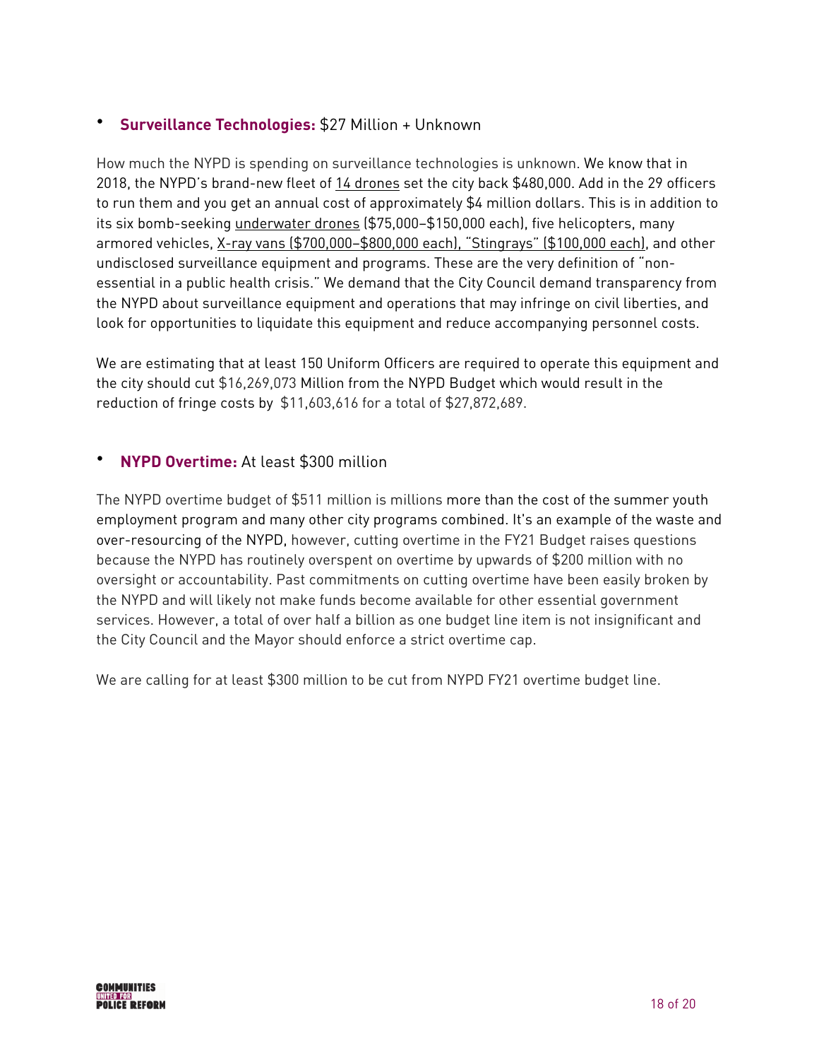- **Surveillance Technologies:** $27 Million + Unknown

How much the NYPD is spending on surveillance technologies is unknown. We know that in 2018, the NYPD's brand-new fleet of 14 drones set the city back $480,000. Add in the 29 officers to run them and you get an annual cost of approximately $4 million dollars. This is in addition to its six bomb-seeking underwater drones ($75,000–$150,000 each), five helicopters, many armored vehicles, X-ray vans ($700,000–$800,000 each), "Stingrays" ($100,000 each), and other undisclosed surveillance equipment and programs. These are the very definition of "non-essential in a public health crisis." We demand that the City Council demand transparency from the NYPD about surveillance equipment and operations that may infringe on civil liberties, and look for opportunities to liquidate this equipment and reduce accompanying personnel costs.

We are estimating that at least 150 Uniform Officers are required to operate this equipment and the city should cut $16,269,073 Million from the NYPD Budget which would result in the reduction of fringe costs by $11,603,616 for a total of $27,872,689.

- **NYPD Overtime:** At least $300 million

The NYPD overtime budget of $511 million is millions more than the cost of the summer youth employment program and many other city programs combined. It's an example of the waste and over-resourcing of the NYPD, however, cutting overtime in the FY21 Budget raises questions because the NYPD has routinely overspent on overtime by upwards of $200 million with no oversight or accountability. Past commitments on cutting overtime have been easily broken by the NYPD and will likely not make funds become available for other essential government services. However, a total of over half a billion as one budget line item is not insignificant and the City Council and the Mayor should enforce a strict overtime cap.

We are calling for at least $300 million to be cut from NYPD FY21 overtime budget line.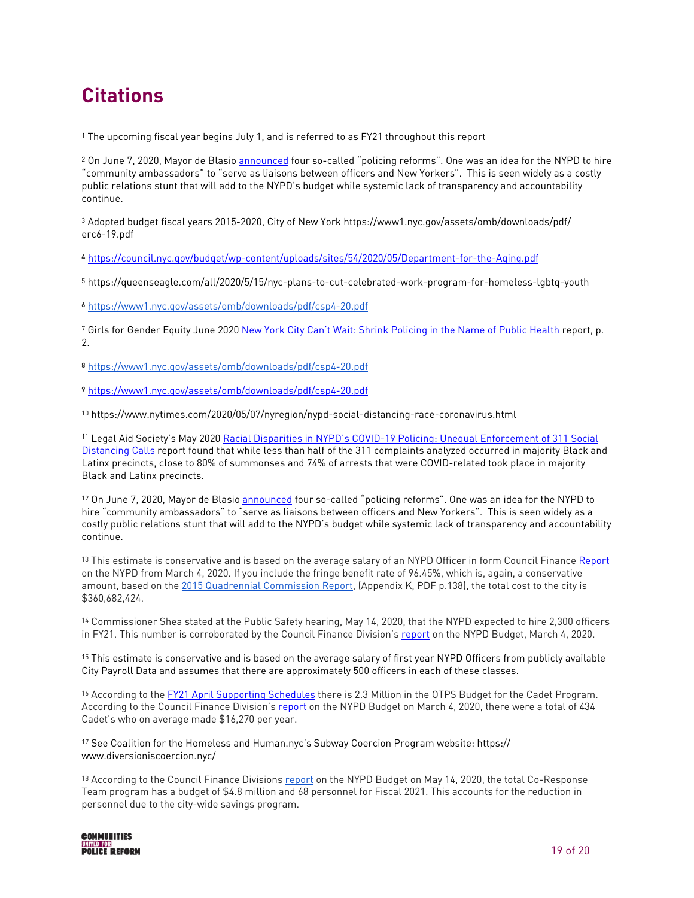# Citations

[1] The upcoming fiscal year begins July 1, and is referred to as FY21 throughout this report

[2] On June 7, 2020, Mayor de Blasio announced four so-called "policing reforms". One was an idea for the NYPD to hire "community ambassadors" to "serve as liaisons between officers and New Yorkers". This is seen widely as a costly public relations stunt that will add to the NYPD's budget while systemic lack of transparency and accountability continue.

[3] Adopted budget fiscal years 2015-2020, City of New York https://www1.nyc.gov/assets/omb/downloads/pdf/erc6-19.pdf

[4] https://council.nyc.gov/budget/wp-content/uploads/sites/54/2020/05/Department-for-the-Aging.pdf

[5] https://queenseagle.com/all/2020/5/15/nyc-plans-to-cut-celebrated-work-program-for-homeless-lgbtq-youth

[6] https://www1.nyc.gov/assets/omb/downloads/pdf/csp4-20.pdf

[7] Girls for Gender Equity June 2020 New York City Can't Wait: Shrink Policing in the Name of Public Health report, p. 2.

[8] https://www1.nyc.gov/assets/omb/downloads/pdf/csp4-20.pdf

[9] https://www1.nyc.gov/assets/omb/downloads/pdf/csp4-20.pdf

[10] https://www.nytimes.com/2020/05/07/nyregion/nypd-social-distancing-race-coronavirus.html

[11] Legal Aid Society's May 2020 Racial Disparities in NYPD's COVID-19 Policing: Unequal Enforcement of 311 Social Distancing Calls report found that while less than half of the 311 complaints analyzed occurred in majority Black and Latinx precincts, close to 80% of summonses and 74% of arrests that were COVID-related took place in majority Black and Latinx precincts.

[12] On June 7, 2020, Mayor de Blasio announced four so-called "policing reforms". One was an idea for the NYPD to hire "community ambassadors" to "serve as liaisons between officers and New Yorkers". This is seen widely as a costly public relations stunt that will add to the NYPD's budget while systemic lack of transparency and accountability continue.

[13] This estimate is conservative and is based on the average salary of an NYPD Officer in form Council Finance Report on the NYPD from March 4, 2020. If you include the fringe benefit rate of 96.45%, which is, again, a conservative amount, based on the 2015 Quadrennial Commission Report, (Appendix K, PDF p.138), the total cost to the city is $360,682,424.

[14] Commissioner Shea stated at the Public Safety hearing, May 14, 2020, that the NYPD expected to hire 2,300 officers in FY21. This number is corroborated by the Council Finance Division's report on the NYPD Budget, March 4, 2020.

[15] This estimate is conservative and is based on the average salary of first year NYPD Officers from publicly available City Payroll Data and assumes that there are approximately 500 officers in each of these classes.

[16] According to the FY21 April Supporting Schedules there is 2.3 Million in the OTPS Budget for the Cadet Program. According to the Council Finance Division's report on the NYPD Budget on March 4, 2020, there were a total of 434 Cadet's who on average made $16,270 per year.

[17] See Coalition for the Homeless and Human.nyc's Subway Coercion Program website: https://www.diversioniscoercion.nyc/

[18] According to the Council Finance Divisions report on the NYPD Budget on May 14, 2020, the total Co-Response Team program has a budget of $4.8 million and 68 personnel for Fiscal 2021. This accounts for the reduction in personnel due to the city-wide savings program.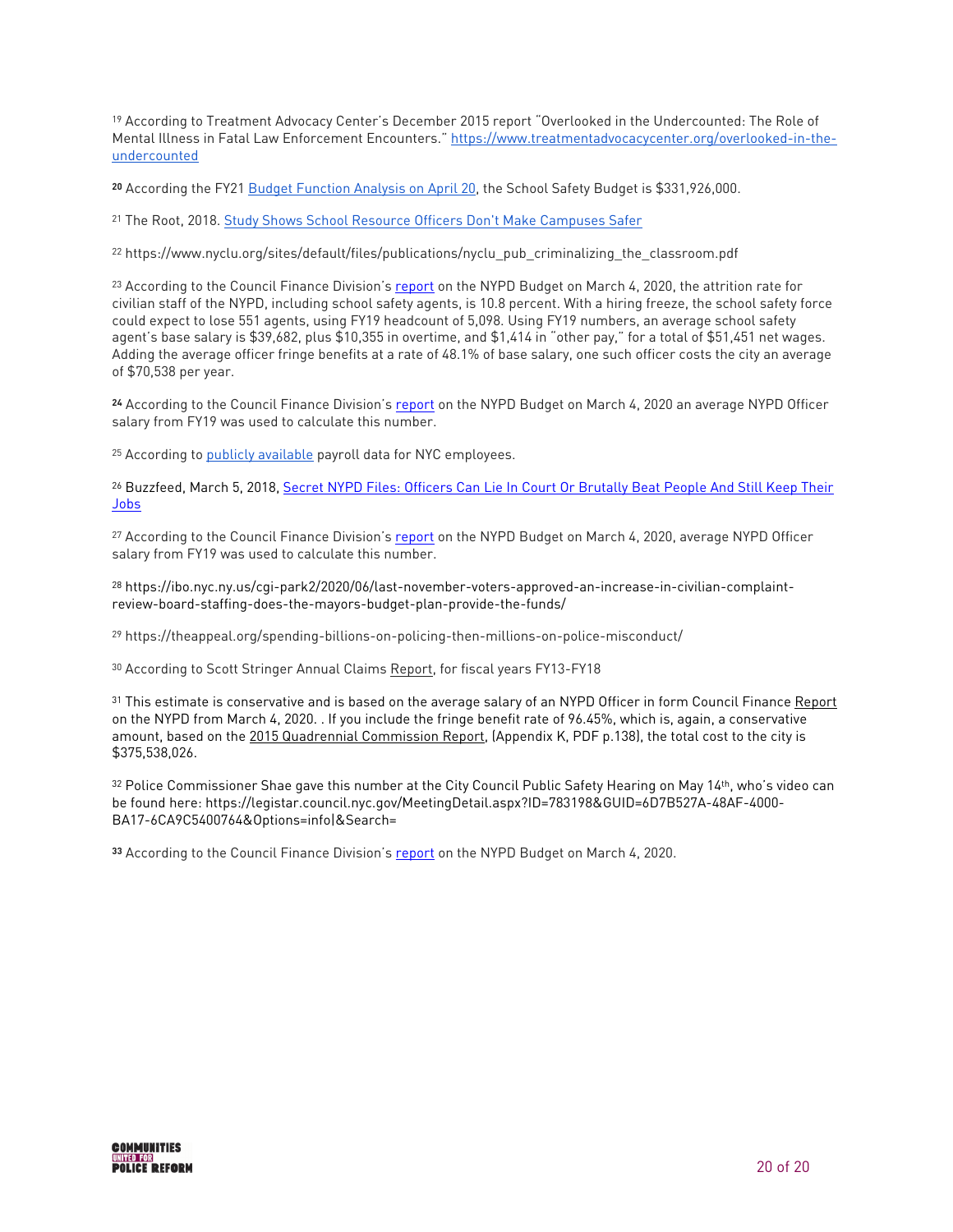[19] According to Treatment Advocacy Center's December 2015 report "Overlooked in the Undercounted: The Role of Mental Illness in Fatal Law Enforcement Encounters." https://www.treatmentadvocacycenter.org/overlooked-in-the-undercounted

**[20]** According the FY21 Budget Function Analysis on April 20, the School Safety Budget is $331,926,000.

[21] The Root, 2018. Study Shows School Resource Officers Don't Make Campuses Safer

[22] https://www.nyclu.org/sites/default/files/publications/nyclu_pub_criminalizing_the_classroom.pdf

[23] According to the Council Finance Division's report on the NYPD Budget on March 4, 2020, the attrition rate for civilian staff of the NYPD, including school safety agents, is 10.8 percent. With a hiring freeze, the school safety force could expect to lose 551 agents, using FY19 headcount of 5,098. Using FY19 numbers, an average school safety agent's base salary is $39,682, plus $10,355 in overtime, and $1,414 in "other pay," for a total of $51,451 net wages. Adding the average officer fringe benefits at a rate of 48.1% of base salary, one such officer costs the city an average of $70,538 per year.

**[24]** According to the Council Finance Division's report on the NYPD Budget on March 4, 2020 an average NYPD Officer salary from FY19 was used to calculate this number.

[25] According to publicly available payroll data for NYC employees.

[26] Buzzfeed, March 5, 2018, Secret NYPD Files: Officers Can Lie In Court Or Brutally Beat People And Still Keep Their Jobs

[27] According to the Council Finance Division's report on the NYPD Budget on March 4, 2020, average NYPD Officer salary from FY19 was used to calculate this number.

[28] https://ibo.nyc.ny.us/cgi-park2/2020/06/last-november-voters-approved-an-increase-in-civilian-complaint-review-board-staffing-does-the-mayors-budget-plan-provide-the-funds/

[29] https://theappeal.org/spending-billions-on-policing-then-millions-on-police-misconduct/

[30] According to Scott Stringer Annual Claims Report, for fiscal years FY13-FY18

[31] This estimate is conservative and is based on the average salary of an NYPD Officer in form Council Finance Report on the NYPD from March 4, 2020. . If you include the fringe benefit rate of 96.45%, which is, again, a conservative amount, based on the 2015 Quadrennial Commission Report, (Appendix K, PDF p.138), the total cost to the city is $375,538,026.

[32] Police Commissioner Shae gave this number at the City Council Public Safety Hearing on May 14th, who's video can be found here: https://legistar.council.nyc.gov/MeetingDetail.aspx?ID=783198&GUID=6D7B527A-48AF-4000-BA17-6CA9C5400764&Options=info|&Search=

**[33]** According to the Council Finance Division's report on the NYPD Budget on March 4, 2020.